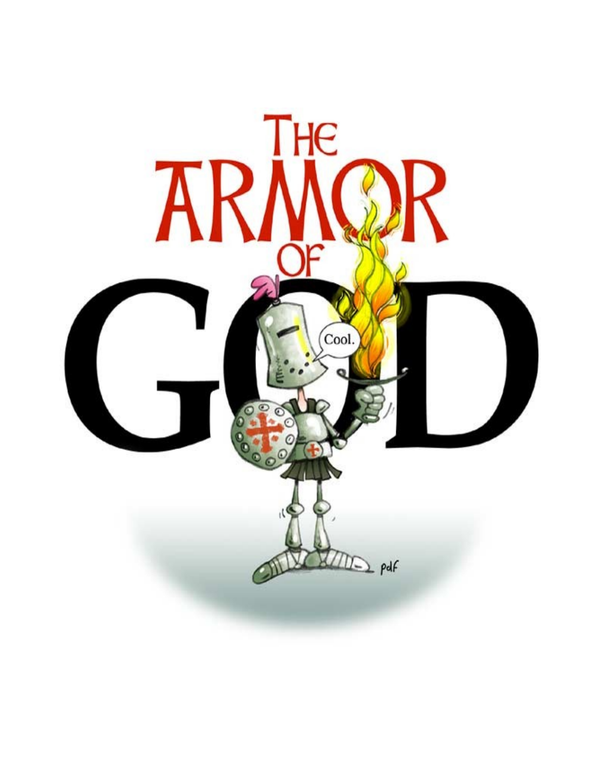# THE ARMOR OF GOD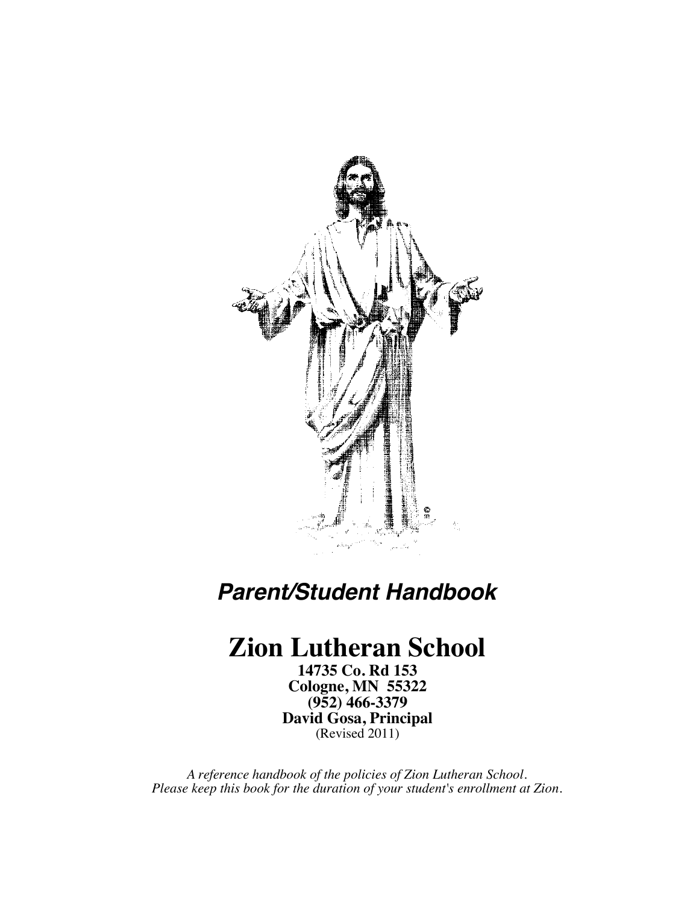***Parent/Student Handbook***

# Zion Lutheran School

**14735 Co. Rd 153**
**Cologne, MN 55322**
**(952) 466-3379**
**David Gosa, Principal**
(Revised 2011)

*A reference handbook of the policies of Zion Lutheran School.*
*Please keep this book for the duration of your student's enrollment at Zion.*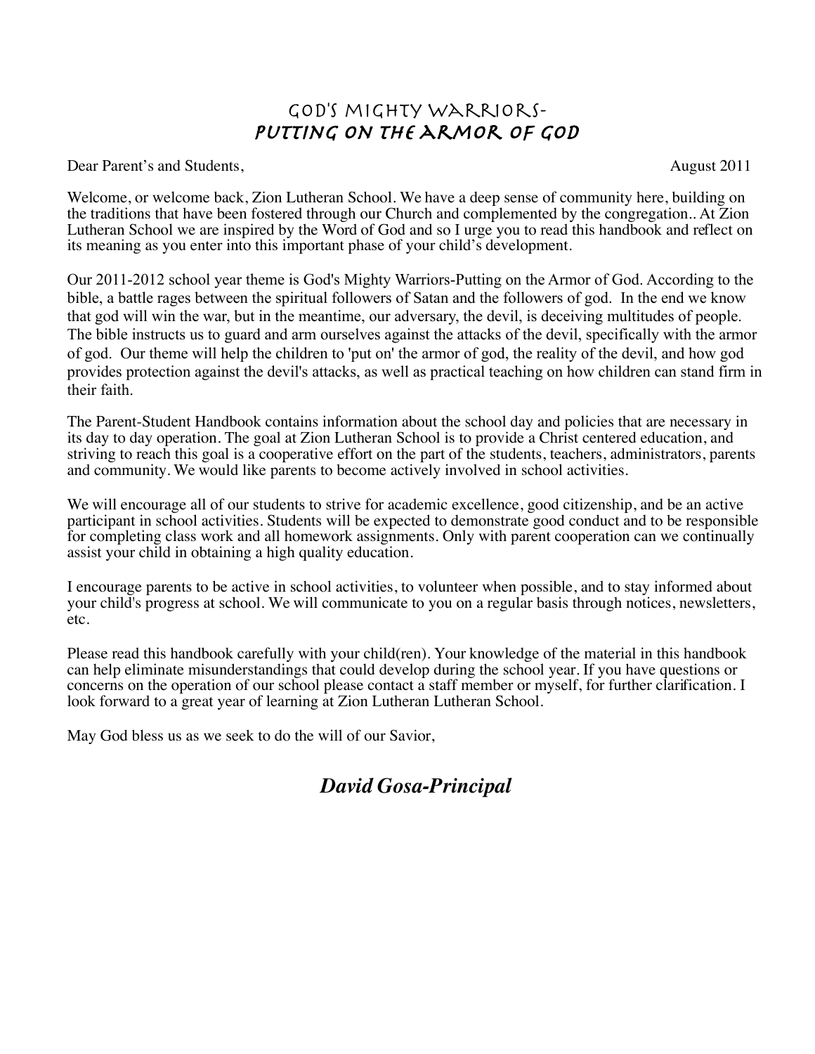# God's Mighty Warriors-
# *Putting on the Armor of God*

Dear Parent's and Students, August 2011

Welcome, or welcome back, Zion Lutheran School. We have a deep sense of community here, building on the traditions that have been fostered through our Church and complemented by the congregation.. At Zion Lutheran School we are inspired by the Word of God and so I urge you to read this handbook and reflect on its meaning as you enter into this important phase of your child's development.

Our 2011-2012 school year theme is God's Mighty Warriors-Putting on the Armor of God. According to the bible, a battle rages between the spiritual followers of Satan and the followers of god. In the end we know that god will win the war, but in the meantime, our adversary, the devil, is deceiving multitudes of people. The bible instructs us to guard and arm ourselves against the attacks of the devil, specifically with the armor of god. Our theme will help the children to 'put on' the armor of god, the reality of the devil, and how god provides protection against the devil's attacks, as well as practical teaching on how children can stand firm in their faith.

The Parent-Student Handbook contains information about the school day and policies that are necessary in its day to day operation. The goal at Zion Lutheran School is to provide a Christ centered education, and striving to reach this goal is a cooperative effort on the part of the students, teachers, administrators, parents and community. We would like parents to become actively involved in school activities.

We will encourage all of our students to strive for academic excellence, good citizenship, and be an active participant in school activities. Students will be expected to demonstrate good conduct and to be responsible for completing class work and all homework assignments. Only with parent cooperation can we continually assist your child in obtaining a high quality education.

I encourage parents to be active in school activities, to volunteer when possible, and to stay informed about your child's progress at school. We will communicate to you on a regular basis through notices, newsletters, etc.

Please read this handbook carefully with your child(ren). Your knowledge of the material in this handbook can help eliminate misunderstandings that could develop during the school year. If you have questions or concerns on the operation of our school please contact a staff member or myself, for further clarification. I look forward to a great year of learning at Zion Lutheran Lutheran School.

May God bless us as we seek to do the will of our Savior,

***David Gosa-Principal***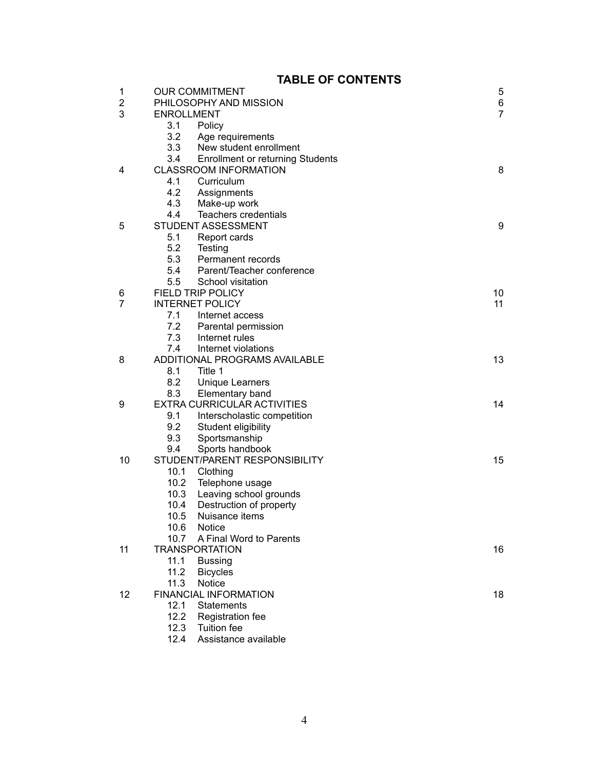# TABLE OF CONTENTS

| | | |
|---|---|---|
| 1 | OUR COMMITMENT | 5 |
| 2 | PHILOSOPHY AND MISSION | 6 |
| 3 | ENROLLMENT | 7 |
| | 3.1 Policy | |
| | 3.2 Age requirements | |
| | 3.3 New student enrollment | |
| | 3.4 Enrollment or returning Students | |
| 4 | CLASSROOM INFORMATION | 8 |
| | 4.1 Curriculum | |
| | 4.2 Assignments | |
| | 4.3 Make-up work | |
| | 4.4 Teachers credentials | |
| 5 | STUDENT ASSESSMENT | 9 |
| | 5.1 Report cards | |
| | 5.2 Testing | |
| | 5.3 Permanent records | |
| | 5.4 Parent/Teacher conference | |
| | 5.5 School visitation | |
| 6 | FIELD TRIP POLICY | 10 |
| 7 | INTERNET POLICY | 11 |
| | 7.1 Internet access | |
| | 7.2 Parental permission | |
| | 7.3 Internet rules | |
| | 7.4 Internet violations | |
| 8 | ADDITIONAL PROGRAMS AVAILABLE | 13 |
| | 8.1 Title 1 | |
| | 8.2 Unique Learners | |
| | 8.3 Elementary band | |
| 9 | EXTRA CURRICULAR ACTIVITIES | 14 |
| | 9.1 Interscholastic competition | |
| | 9.2 Student eligibility | |
| | 9.3 Sportsmanship | |
| | 9.4 Sports handbook | |
| 10 | STUDENT/PARENT RESPONSIBILITY | 15 |
| | 10.1 Clothing | |
| | 10.2 Telephone usage | |
| | 10.3 Leaving school grounds | |
| | 10.4 Destruction of property | |
| | 10.5 Nuisance items | |
| | 10.6 Notice | |
| | 10.7 A Final Word to Parents | |
| 11 | TRANSPORTATION | 16 |
| | 11.1 Bussing | |
| | 11.2 Bicycles | |
| | 11.3 Notice | |
| 12 | FINANCIAL INFORMATION | 18 |
| | 12.1 Statements | |
| | 12.2 Registration fee | |
| | 12.3 Tuition fee | |
| | 12.4 Assistance available | |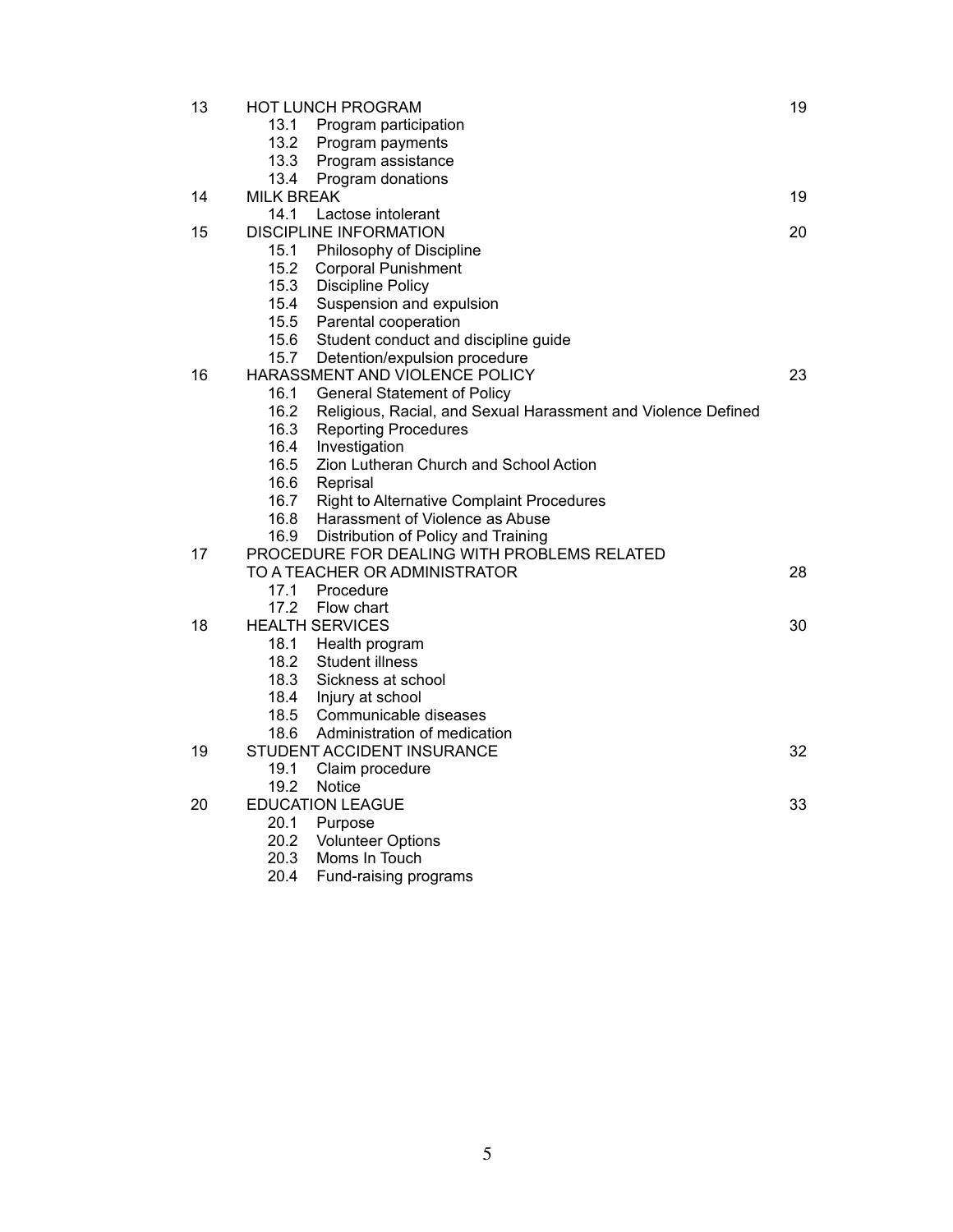| | | |
|---|---|---|
| 13 | HOT LUNCH PROGRAM | 19 |
| | 13.1 Program participation | |
| | 13.2 Program payments | |
| | 13.3 Program assistance | |
| | 13.4 Program donations | |
| 14 | MILK BREAK | 19 |
| | 14.1 Lactose intolerant | |
| 15 | DISCIPLINE INFORMATION | 20 |
| | 15.1 Philosophy of Discipline | |
| | 15.2 Corporal Punishment | |
| | 15.3 Discipline Policy | |
| | 15.4 Suspension and expulsion | |
| | 15.5 Parental cooperation | |
| | 15.6 Student conduct and discipline guide | |
| | 15.7 Detention/expulsion procedure | |
| 16 | HARASSMENT AND VIOLENCE POLICY | 23 |
| | 16.1 General Statement of Policy | |
| | 16.2 Religious, Racial, and Sexual Harassment and Violence Defined | |
| | 16.3 Reporting Procedures | |
| | 16.4 Investigation | |
| | 16.5 Zion Lutheran Church and School Action | |
| | 16.6 Reprisal | |
| | 16.7 Right to Alternative Complaint Procedures | |
| | 16.8 Harassment of Violence as Abuse | |
| | 16.9 Distribution of Policy and Training | |
| 17 | PROCEDURE FOR DEALING WITH PROBLEMS RELATED TO A TEACHER OR ADMINISTRATOR | 28 |
| | 17.1 Procedure | |
| | 17.2 Flow chart | |
| 18 | HEALTH SERVICES | 30 |
| | 18.1 Health program | |
| | 18.2 Student illness | |
| | 18.3 Sickness at school | |
| | 18.4 Injury at school | |
| | 18.5 Communicable diseases | |
| | 18.6 Administration of medication | |
| 19 | STUDENT ACCIDENT INSURANCE | 32 |
| | 19.1 Claim procedure | |
| | 19.2 Notice | |
| 20 | EDUCATION LEAGUE | 33 |
| | 20.1 Purpose | |
| | 20.2 Volunteer Options | |
| | 20.3 Moms In Touch | |
| | 20.4 Fund-raising programs | |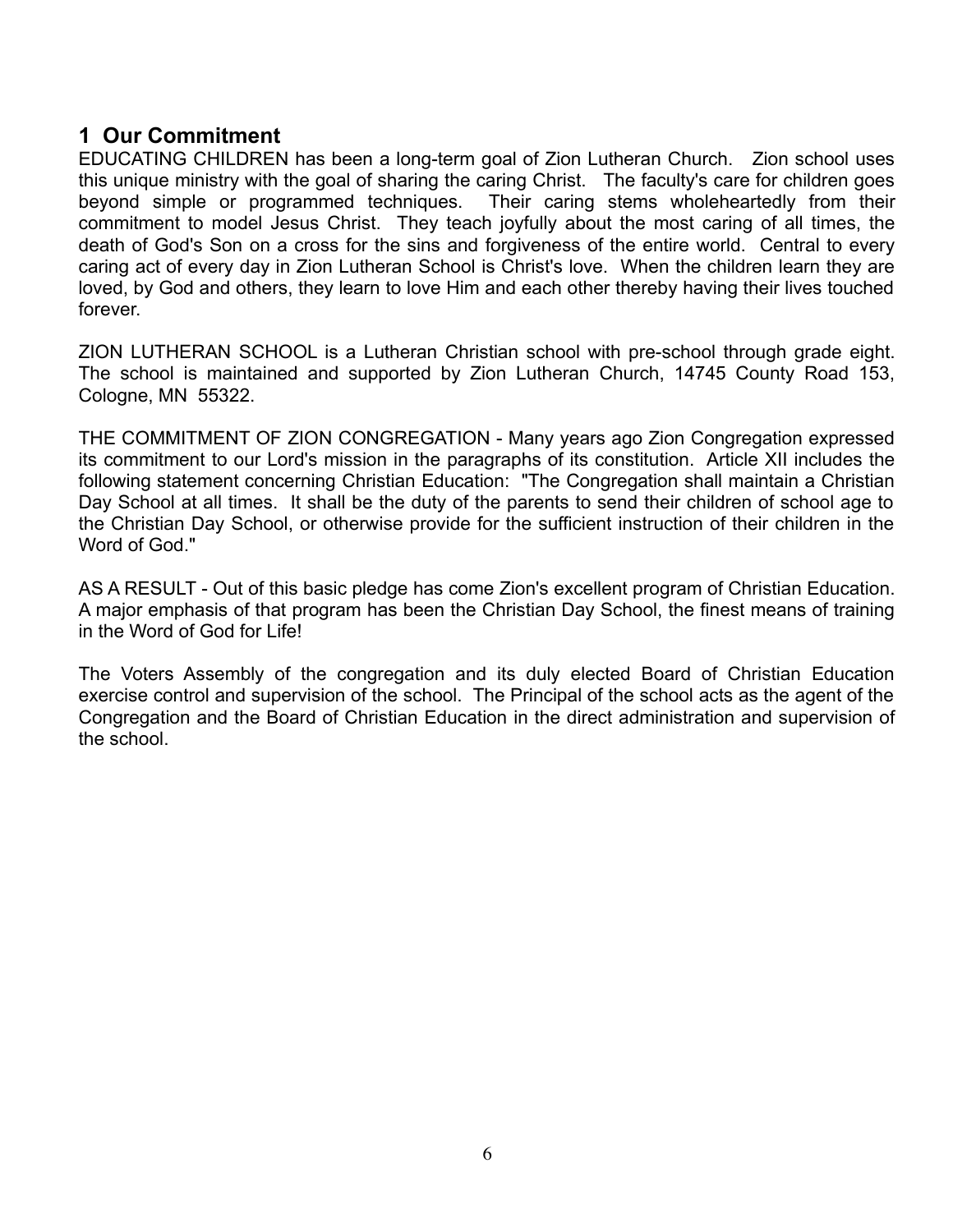## 1 Our Commitment

EDUCATING CHILDREN has been a long-term goal of Zion Lutheran Church. Zion school uses this unique ministry with the goal of sharing the caring Christ. The faculty's care for children goes beyond simple or programmed techniques. Their caring stems wholeheartedly from their commitment to model Jesus Christ. They teach joyfully about the most caring of all times, the death of God's Son on a cross for the sins and forgiveness of the entire world. Central to every caring act of every day in Zion Lutheran School is Christ's love. When the children learn they are loved, by God and others, they learn to love Him and each other thereby having their lives touched forever.

ZION LUTHERAN SCHOOL is a Lutheran Christian school with pre-school through grade eight. The school is maintained and supported by Zion Lutheran Church, 14745 County Road 153, Cologne, MN 55322.

THE COMMITMENT OF ZION CONGREGATION - Many years ago Zion Congregation expressed its commitment to our Lord's mission in the paragraphs of its constitution. Article XII includes the following statement concerning Christian Education: "The Congregation shall maintain a Christian Day School at all times. It shall be the duty of the parents to send their children of school age to the Christian Day School, or otherwise provide for the sufficient instruction of their children in the Word of God."

AS A RESULT - Out of this basic pledge has come Zion's excellent program of Christian Education. A major emphasis of that program has been the Christian Day School, the finest means of training in the Word of God for Life!

The Voters Assembly of the congregation and its duly elected Board of Christian Education exercise control and supervision of the school. The Principal of the school acts as the agent of the Congregation and the Board of Christian Education in the direct administration and supervision of the school.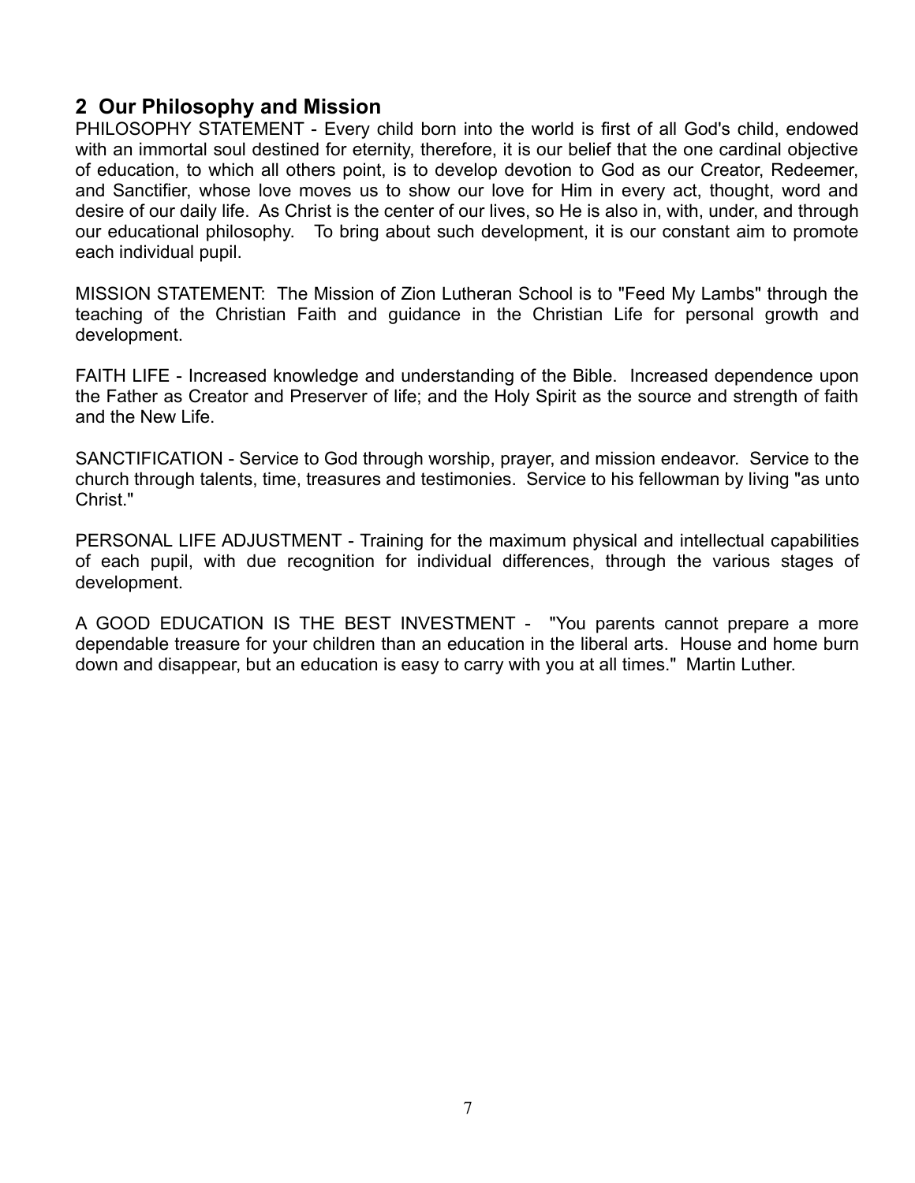## 2 Our Philosophy and Mission

PHILOSOPHY STATEMENT - Every child born into the world is first of all God's child, endowed with an immortal soul destined for eternity, therefore, it is our belief that the one cardinal objective of education, to which all others point, is to develop devotion to God as our Creator, Redeemer, and Sanctifier, whose love moves us to show our love for Him in every act, thought, word and desire of our daily life. As Christ is the center of our lives, so He is also in, with, under, and through our educational philosophy. To bring about such development, it is our constant aim to promote each individual pupil.

MISSION STATEMENT: The Mission of Zion Lutheran School is to "Feed My Lambs" through the teaching of the Christian Faith and guidance in the Christian Life for personal growth and development.

FAITH LIFE - Increased knowledge and understanding of the Bible. Increased dependence upon the Father as Creator and Preserver of life; and the Holy Spirit as the source and strength of faith and the New Life.

SANCTIFICATION - Service to God through worship, prayer, and mission endeavor. Service to the church through talents, time, treasures and testimonies. Service to his fellowman by living "as unto Christ."

PERSONAL LIFE ADJUSTMENT - Training for the maximum physical and intellectual capabilities of each pupil, with due recognition for individual differences, through the various stages of development.

A GOOD EDUCATION IS THE BEST INVESTMENT - "You parents cannot prepare a more dependable treasure for your children than an education in the liberal arts. House and home burn down and disappear, but an education is easy to carry with you at all times." Martin Luther.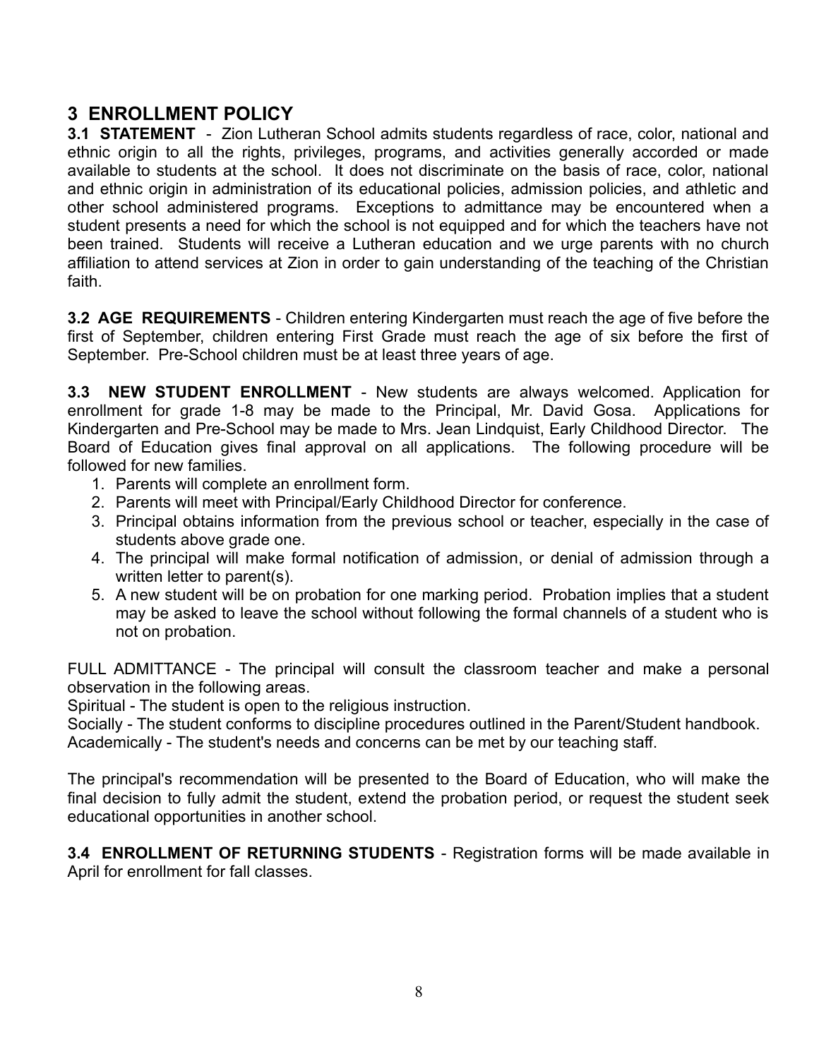## 3 ENROLLMENT POLICY

**3.1 STATEMENT** - Zion Lutheran School admits students regardless of race, color, national and ethnic origin to all the rights, privileges, programs, and activities generally accorded or made available to students at the school. It does not discriminate on the basis of race, color, national and ethnic origin in administration of its educational policies, admission policies, and athletic and other school administered programs. Exceptions to admittance may be encountered when a student presents a need for which the school is not equipped and for which the teachers have not been trained. Students will receive a Lutheran education and we urge parents with no church affiliation to attend services at Zion in order to gain understanding of the teaching of the Christian faith.

**3.2 AGE REQUIREMENTS** - Children entering Kindergarten must reach the age of five before the first of September, children entering First Grade must reach the age of six before the first of September. Pre-School children must be at least three years of age.

**3.3 NEW STUDENT ENROLLMENT** - New students are always welcomed. Application for enrollment for grade 1-8 may be made to the Principal, Mr. David Gosa. Applications for Kindergarten and Pre-School may be made to Mrs. Jean Lindquist, Early Childhood Director. The Board of Education gives final approval on all applications. The following procedure will be followed for new families.

1. Parents will complete an enrollment form.
2. Parents will meet with Principal/Early Childhood Director for conference.
3. Principal obtains information from the previous school or teacher, especially in the case of students above grade one.
4. The principal will make formal notification of admission, or denial of admission through a written letter to parent(s).
5. A new student will be on probation for one marking period. Probation implies that a student may be asked to leave the school without following the formal channels of a student who is not on probation.

FULL ADMITTANCE - The principal will consult the classroom teacher and make a personal observation in the following areas.

Spiritual - The student is open to the religious instruction.

Socially - The student conforms to discipline procedures outlined in the Parent/Student handbook.

Academically - The student's needs and concerns can be met by our teaching staff.

The principal's recommendation will be presented to the Board of Education, who will make the final decision to fully admit the student, extend the probation period, or request the student seek educational opportunities in another school.

**3.4 ENROLLMENT OF RETURNING STUDENTS** - Registration forms will be made available in April for enrollment for fall classes.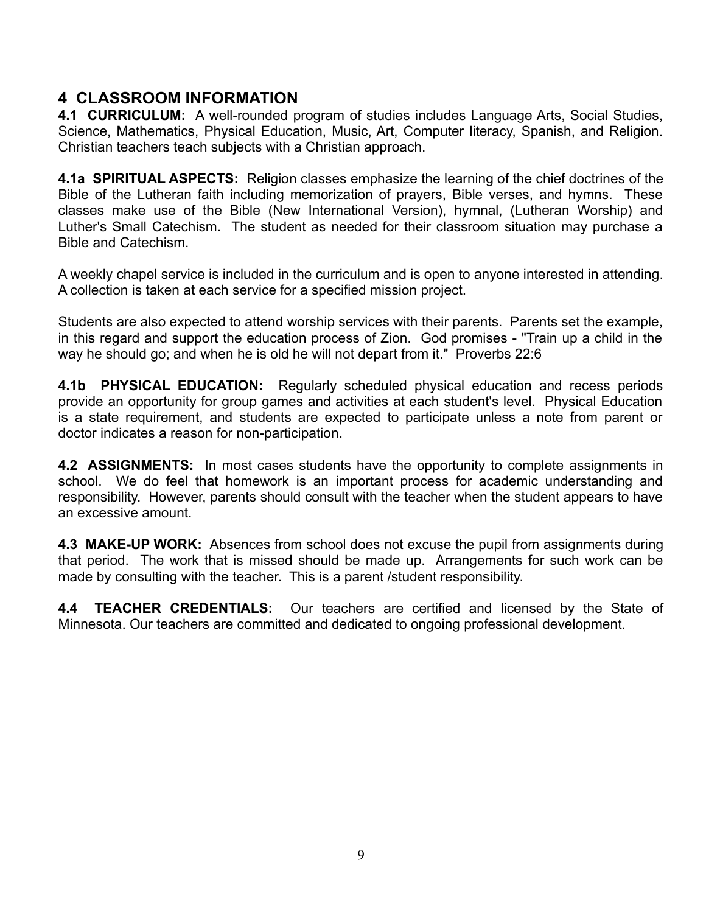## 4 CLASSROOM INFORMATION

**4.1 CURRICULUM:** A well-rounded program of studies includes Language Arts, Social Studies, Science, Mathematics, Physical Education, Music, Art, Computer literacy, Spanish, and Religion. Christian teachers teach subjects with a Christian approach.

**4.1a SPIRITUAL ASPECTS:** Religion classes emphasize the learning of the chief doctrines of the Bible of the Lutheran faith including memorization of prayers, Bible verses, and hymns. These classes make use of the Bible (New International Version), hymnal, (Lutheran Worship) and Luther's Small Catechism. The student as needed for their classroom situation may purchase a Bible and Catechism.

A weekly chapel service is included in the curriculum and is open to anyone interested in attending. A collection is taken at each service for a specified mission project.

Students are also expected to attend worship services with their parents. Parents set the example, in this regard and support the education process of Zion. God promises - "Train up a child in the way he should go; and when he is old he will not depart from it." Proverbs 22:6

**4.1b PHYSICAL EDUCATION:** Regularly scheduled physical education and recess periods provide an opportunity for group games and activities at each student's level. Physical Education is a state requirement, and students are expected to participate unless a note from parent or doctor indicates a reason for non-participation.

**4.2 ASSIGNMENTS:** In most cases students have the opportunity to complete assignments in school. We do feel that homework is an important process for academic understanding and responsibility. However, parents should consult with the teacher when the student appears to have an excessive amount.

**4.3 MAKE-UP WORK:** Absences from school does not excuse the pupil from assignments during that period. The work that is missed should be made up. Arrangements for such work can be made by consulting with the teacher. This is a parent /student responsibility.

**4.4 TEACHER CREDENTIALS:** Our teachers are certified and licensed by the State of Minnesota. Our teachers are committed and dedicated to ongoing professional development.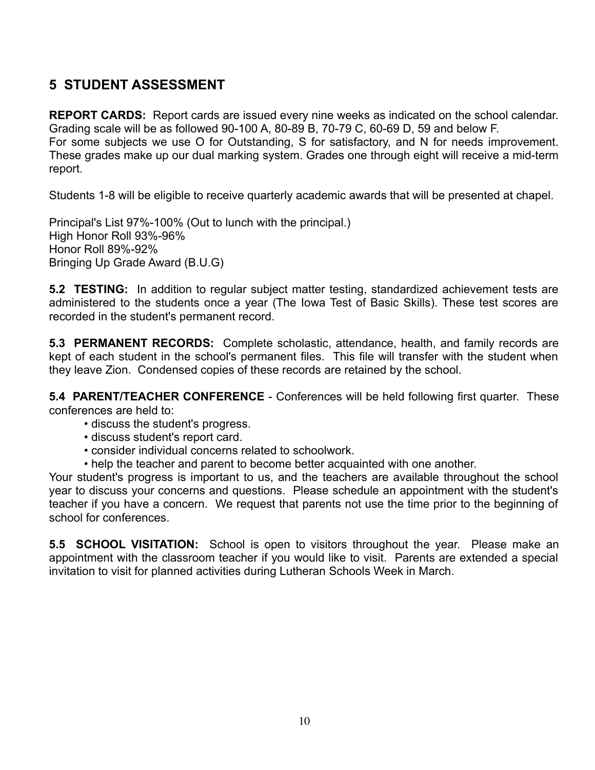## 5 STUDENT ASSESSMENT

**REPORT CARDS:** Report cards are issued every nine weeks as indicated on the school calendar. Grading scale will be as followed 90-100 A, 80-89 B, 70-79 C, 60-69 D, 59 and below F.
For some subjects we use O for Outstanding, S for satisfactory, and N for needs improvement. These grades make up our dual marking system. Grades one through eight will receive a mid-term report.

Students 1-8 will be eligible to receive quarterly academic awards that will be presented at chapel.

Principal's List 97%-100% (Out to lunch with the principal.)
High Honor Roll 93%-96%
Honor Roll 89%-92%
Bringing Up Grade Award (B.U.G)

**5.2 TESTING:** In addition to regular subject matter testing, standardized achievement tests are administered to the students once a year (The Iowa Test of Basic Skills). These test scores are recorded in the student's permanent record.

**5.3 PERMANENT RECORDS:** Complete scholastic, attendance, health, and family records are kept of each student in the school's permanent files. This file will transfer with the student when they leave Zion. Condensed copies of these records are retained by the school.

**5.4 PARENT/TEACHER CONFERENCE** - Conferences will be held following first quarter. These conferences are held to:

- discuss the student's progress.
- discuss student's report card.
- consider individual concerns related to schoolwork.
- help the teacher and parent to become better acquainted with one another.

Your student's progress is important to us, and the teachers are available throughout the school year to discuss your concerns and questions. Please schedule an appointment with the student's teacher if you have a concern. We request that parents not use the time prior to the beginning of school for conferences.

**5.5 SCHOOL VISITATION:** School is open to visitors throughout the year. Please make an appointment with the classroom teacher if you would like to visit. Parents are extended a special invitation to visit for planned activities during Lutheran Schools Week in March.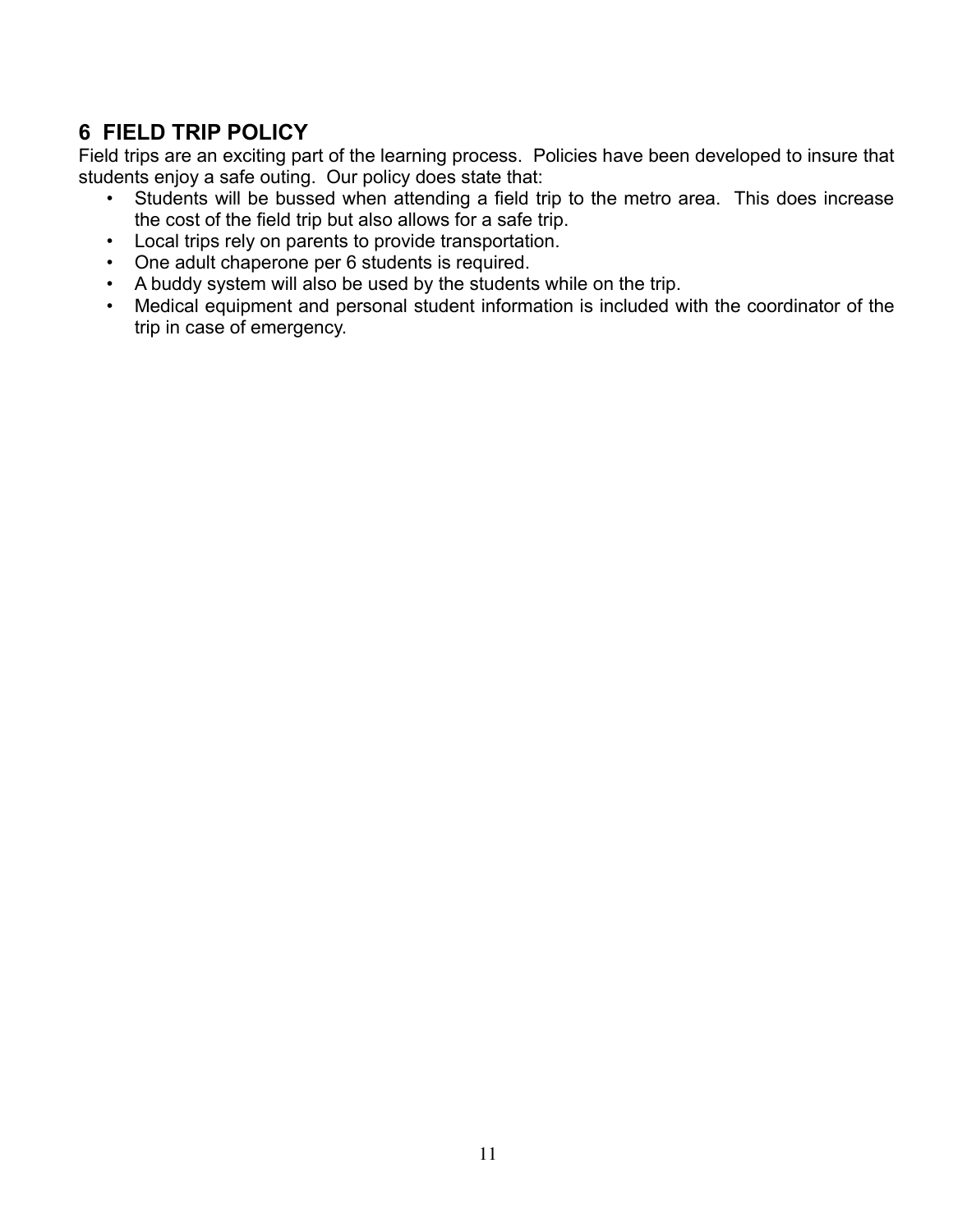## 6 FIELD TRIP POLICY

Field trips are an exciting part of the learning process. Policies have been developed to insure that students enjoy a safe outing. Our policy does state that:

- Students will be bussed when attending a field trip to the metro area. This does increase the cost of the field trip but also allows for a safe trip.
- Local trips rely on parents to provide transportation.
- One adult chaperone per 6 students is required.
- A buddy system will also be used by the students while on the trip.
- Medical equipment and personal student information is included with the coordinator of the trip in case of emergency.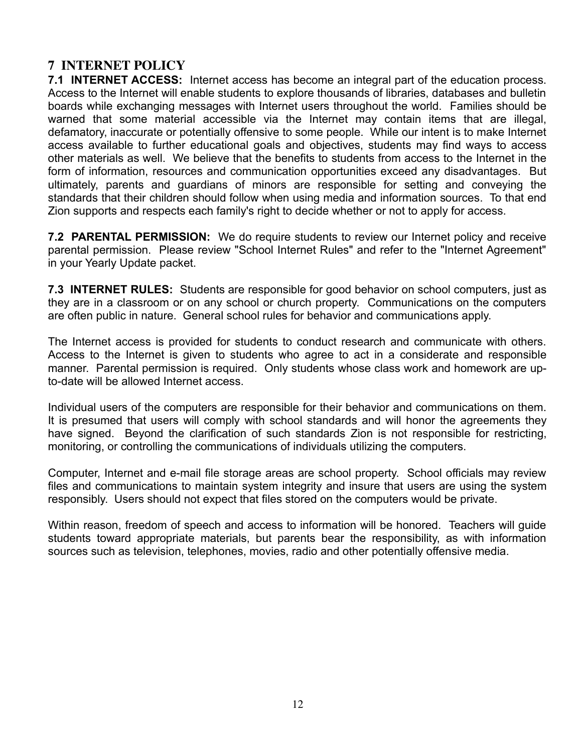## 7 INTERNET POLICY

**7.1 INTERNET ACCESS:** Internet access has become an integral part of the education process. Access to the Internet will enable students to explore thousands of libraries, databases and bulletin boards while exchanging messages with Internet users throughout the world. Families should be warned that some material accessible via the Internet may contain items that are illegal, defamatory, inaccurate or potentially offensive to some people. While our intent is to make Internet access available to further educational goals and objectives, students may find ways to access other materials as well. We believe that the benefits to students from access to the Internet in the form of information, resources and communication opportunities exceed any disadvantages. But ultimately, parents and guardians of minors are responsible for setting and conveying the standards that their children should follow when using media and information sources. To that end Zion supports and respects each family's right to decide whether or not to apply for access.

**7.2 PARENTAL PERMISSION:** We do require students to review our Internet policy and receive parental permission. Please review "School Internet Rules" and refer to the "Internet Agreement" in your Yearly Update packet.

**7.3 INTERNET RULES:** Students are responsible for good behavior on school computers, just as they are in a classroom or on any school or church property. Communications on the computers are often public in nature. General school rules for behavior and communications apply.

The Internet access is provided for students to conduct research and communicate with others. Access to the Internet is given to students who agree to act in a considerate and responsible manner. Parental permission is required. Only students whose class work and homework are up-to-date will be allowed Internet access.

Individual users of the computers are responsible for their behavior and communications on them. It is presumed that users will comply with school standards and will honor the agreements they have signed. Beyond the clarification of such standards Zion is not responsible for restricting, monitoring, or controlling the communications of individuals utilizing the computers.

Computer, Internet and e-mail file storage areas are school property. School officials may review files and communications to maintain system integrity and insure that users are using the system responsibly. Users should not expect that files stored on the computers would be private.

Within reason, freedom of speech and access to information will be honored. Teachers will guide students toward appropriate materials, but parents bear the responsibility, as with information sources such as television, telephones, movies, radio and other potentially offensive media.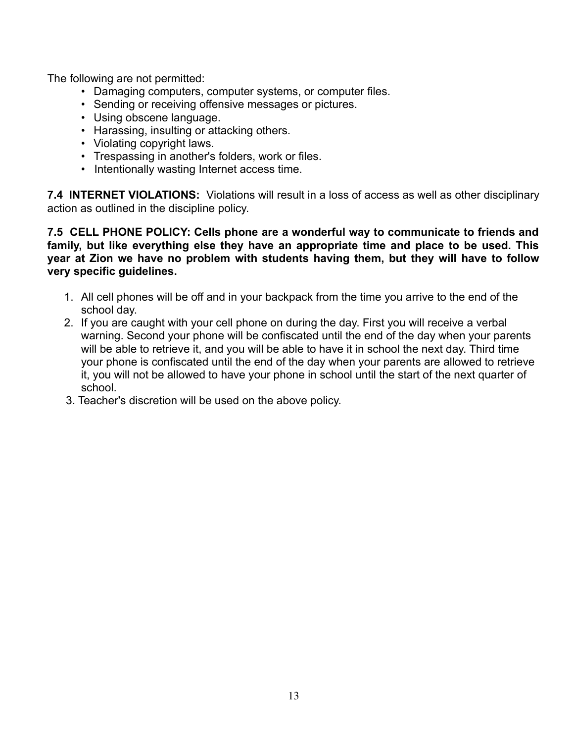The following are not permitted:

- Damaging computers, computer systems, or computer files.
- Sending or receiving offensive messages or pictures.
- Using obscene language.
- Harassing, insulting or attacking others.
- Violating copyright laws.
- Trespassing in another's folders, work or files.
- Intentionally wasting Internet access time.

**7.4 INTERNET VIOLATIONS:** Violations will result in a loss of access as well as other disciplinary action as outlined in the discipline policy.

**7.5 CELL PHONE POLICY: Cells phone are a wonderful way to communicate to friends and family, but like everything else they have an appropriate time and place to be used. This year at Zion we have no problem with students having them, but they will have to follow very specific guidelines.**

1. All cell phones will be off and in your backpack from the time you arrive to the end of the school day.
2. If you are caught with your cell phone on during the day. First you will receive a verbal warning. Second your phone will be confiscated until the end of the day when your parents will be able to retrieve it, and you will be able to have it in school the next day. Third time your phone is confiscated until the end of the day when your parents are allowed to retrieve it, you will not be allowed to have your phone in school until the start of the next quarter of school.
3. Teacher's discretion will be used on the above policy.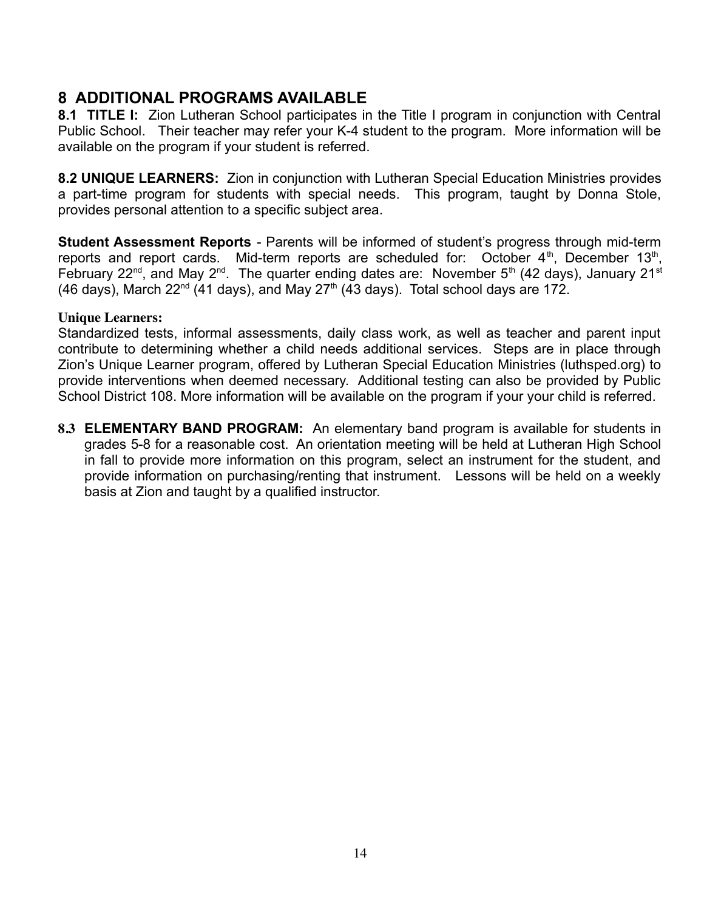## 8 ADDITIONAL PROGRAMS AVAILABLE

**8.1 TITLE I:** Zion Lutheran School participates in the Title I program in conjunction with Central Public School. Their teacher may refer your K-4 student to the program. More information will be available on the program if your student is referred.

**8.2 UNIQUE LEARNERS:** Zion in conjunction with Lutheran Special Education Ministries provides a part-time program for students with special needs. This program, taught by Donna Stole, provides personal attention to a specific subject area.

**Student Assessment Reports** - Parents will be informed of student's progress through mid-term reports and report cards. Mid-term reports are scheduled for: October 4th, December 13th, February 22nd, and May 2nd. The quarter ending dates are: November 5th (42 days), January 21st (46 days), March 22nd (41 days), and May 27th (43 days). Total school days are 172.

**Unique Learners:**

Standardized tests, informal assessments, daily class work, as well as teacher and parent input contribute to determining whether a child needs additional services. Steps are in place through Zion's Unique Learner program, offered by Lutheran Special Education Ministries (luthsped.org) to provide interventions when deemed necessary. Additional testing can also be provided by Public School District 108. More information will be available on the program if your your child is referred.

**8.3 ELEMENTARY BAND PROGRAM:** An elementary band program is available for students in grades 5-8 for a reasonable cost. An orientation meeting will be held at Lutheran High School in fall to provide more information on this program, select an instrument for the student, and provide information on purchasing/renting that instrument. Lessons will be held on a weekly basis at Zion and taught by a qualified instructor.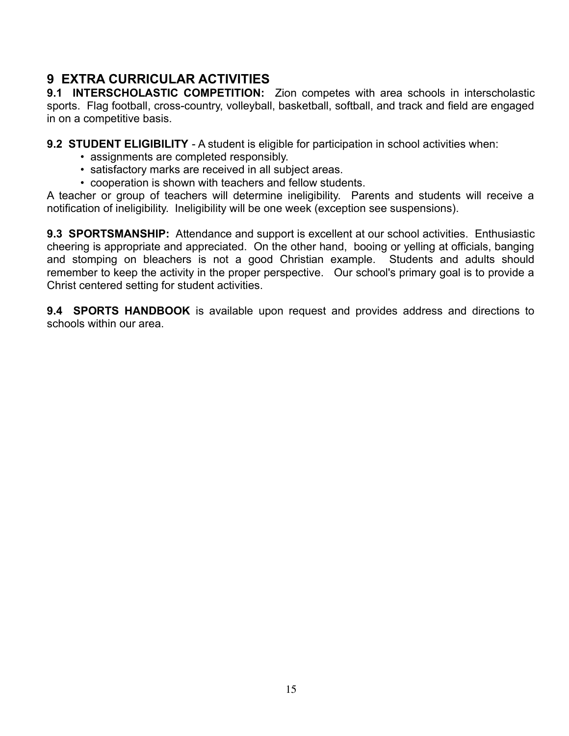## 9 EXTRA CURRICULAR ACTIVITIES

**9.1 INTERSCHOLASTIC COMPETITION:** Zion competes with area schools in interscholastic sports. Flag football, cross-country, volleyball, basketball, softball, and track and field are engaged in on a competitive basis.

**9.2 STUDENT ELIGIBILITY** - A student is eligible for participation in school activities when:

- assignments are completed responsibly.
- satisfactory marks are received in all subject areas.
- cooperation is shown with teachers and fellow students.

A teacher or group of teachers will determine ineligibility. Parents and students will receive a notification of ineligibility. Ineligibility will be one week (exception see suspensions).

**9.3 SPORTSMANSHIP:** Attendance and support is excellent at our school activities. Enthusiastic cheering is appropriate and appreciated. On the other hand, booing or yelling at officials, banging and stomping on bleachers is not a good Christian example. Students and adults should remember to keep the activity in the proper perspective. Our school's primary goal is to provide a Christ centered setting for student activities.

**9.4 SPORTS HANDBOOK** is available upon request and provides address and directions to schools within our area.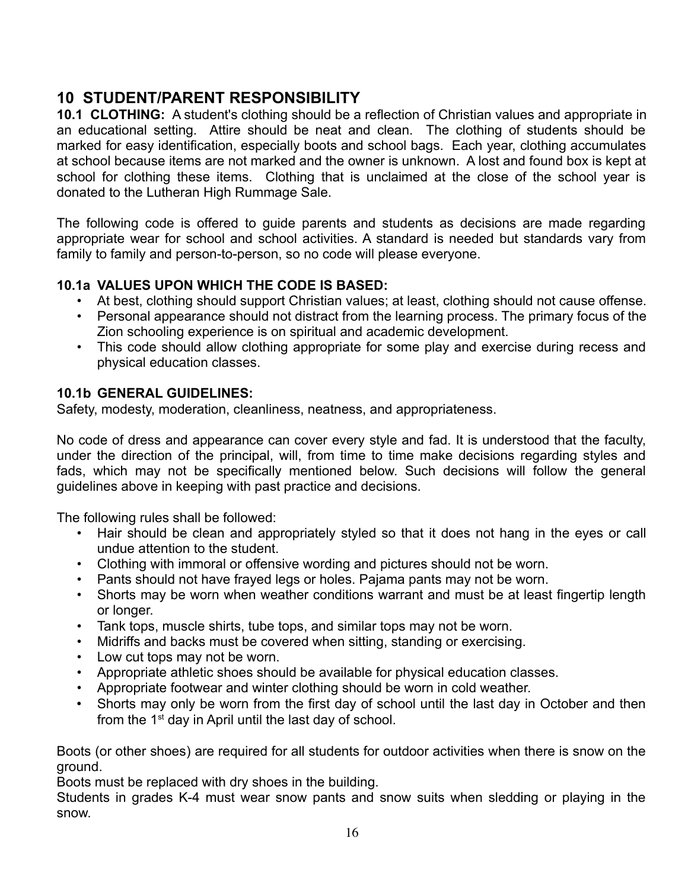## 10 STUDENT/PARENT RESPONSIBILITY

**10.1 CLOTHING:** A student's clothing should be a reflection of Christian values and appropriate in an educational setting. Attire should be neat and clean. The clothing of students should be marked for easy identification, especially boots and school bags. Each year, clothing accumulates at school because items are not marked and the owner is unknown. A lost and found box is kept at school for clothing these items. Clothing that is unclaimed at the close of the school year is donated to the Lutheran High Rummage Sale.

The following code is offered to guide parents and students as decisions are made regarding appropriate wear for school and school activities. A standard is needed but standards vary from family to family and person-to-person, so no code will please everyone.

### 10.1a VALUES UPON WHICH THE CODE IS BASED:

- At best, clothing should support Christian values; at least, clothing should not cause offense.
- Personal appearance should not distract from the learning process. The primary focus of the Zion schooling experience is on spiritual and academic development.
- This code should allow clothing appropriate for some play and exercise during recess and physical education classes.

### 10.1b GENERAL GUIDELINES:

Safety, modesty, moderation, cleanliness, neatness, and appropriateness.

No code of dress and appearance can cover every style and fad. It is understood that the faculty, under the direction of the principal, will, from time to time make decisions regarding styles and fads, which may not be specifically mentioned below. Such decisions will follow the general guidelines above in keeping with past practice and decisions.

The following rules shall be followed:

- Hair should be clean and appropriately styled so that it does not hang in the eyes or call undue attention to the student.
- Clothing with immoral or offensive wording and pictures should not be worn.
- Pants should not have frayed legs or holes. Pajama pants may not be worn.
- Shorts may be worn when weather conditions warrant and must be at least fingertip length or longer.
- Tank tops, muscle shirts, tube tops, and similar tops may not be worn.
- Midriffs and backs must be covered when sitting, standing or exercising.
- Low cut tops may not be worn.
- Appropriate athletic shoes should be available for physical education classes.
- Appropriate footwear and winter clothing should be worn in cold weather.
- Shorts may only be worn from the first day of school until the last day in October and then from the 1st day in April until the last day of school.

Boots (or other shoes) are required for all students for outdoor activities when there is snow on the ground.

Boots must be replaced with dry shoes in the building.

Students in grades K-4 must wear snow pants and snow suits when sledding or playing in the snow.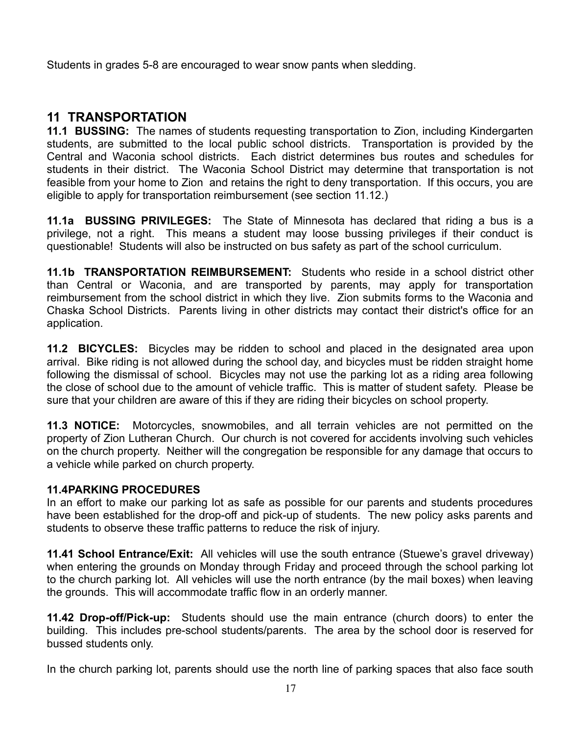Students in grades 5-8 are encouraged to wear snow pants when sledding.

## 11 TRANSPORTATION

**11.1 BUSSING:** The names of students requesting transportation to Zion, including Kindergarten students, are submitted to the local public school districts. Transportation is provided by the Central and Waconia school districts. Each district determines bus routes and schedules for students in their district. The Waconia School District may determine that transportation is not feasible from your home to Zion and retains the right to deny transportation. If this occurs, you are eligible to apply for transportation reimbursement (see section 11.12.)

**11.1a BUSSING PRIVILEGES:** The State of Minnesota has declared that riding a bus is a privilege, not a right. This means a student may loose bussing privileges if their conduct is questionable! Students will also be instructed on bus safety as part of the school curriculum.

**11.1b TRANSPORTATION REIMBURSEMENT:** Students who reside in a school district other than Central or Waconia, and are transported by parents, may apply for transportation reimbursement from the school district in which they live. Zion submits forms to the Waconia and Chaska School Districts. Parents living in other districts may contact their district's office for an application.

**11.2 BICYCLES:** Bicycles may be ridden to school and placed in the designated area upon arrival. Bike riding is not allowed during the school day, and bicycles must be ridden straight home following the dismissal of school. Bicycles may not use the parking lot as a riding area following the close of school due to the amount of vehicle traffic. This is matter of student safety. Please be sure that your children are aware of this if they are riding their bicycles on school property.

**11.3 NOTICE:** Motorcycles, snowmobiles, and all terrain vehicles are not permitted on the property of Zion Lutheran Church. Our church is not covered for accidents involving such vehicles on the church property. Neither will the congregation be responsible for any damage that occurs to a vehicle while parked on church property.

**11.4PARKING PROCEDURES**

In an effort to make our parking lot as safe as possible for our parents and students procedures have been established for the drop-off and pick-up of students. The new policy asks parents and students to observe these traffic patterns to reduce the risk of injury.

**11.41 School Entrance/Exit:** All vehicles will use the south entrance (Stuewe's gravel driveway) when entering the grounds on Monday through Friday and proceed through the school parking lot to the church parking lot. All vehicles will use the north entrance (by the mail boxes) when leaving the grounds. This will accommodate traffic flow in an orderly manner.

**11.42 Drop-off/Pick-up:** Students should use the main entrance (church doors) to enter the building. This includes pre-school students/parents. The area by the school door is reserved for bussed students only.

In the church parking lot, parents should use the north line of parking spaces that also face south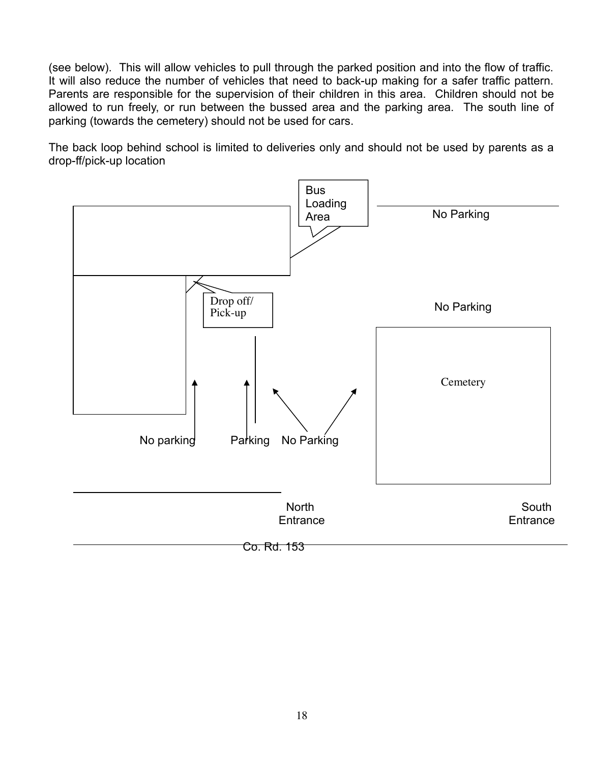(see below). This will allow vehicles to pull through the parked position and into the flow of traffic. It will also reduce the number of vehicles that need to back-up making for a safer traffic pattern. Parents are responsible for the supervision of their children in this area. Children should not be allowed to run freely, or run between the bussed area and the parking area. The south line of parking (towards the cemetery) should not be used for cars.

The back loop behind school is limited to deliveries only and should not be used by parents as a drop-ff/pick-up location

Bus Loading Area

No Parking

Drop off/ Pick-up

No Parking

Cemetery

No parking Parking No Parking

North Entrance

South Entrance

Co. Rd. 153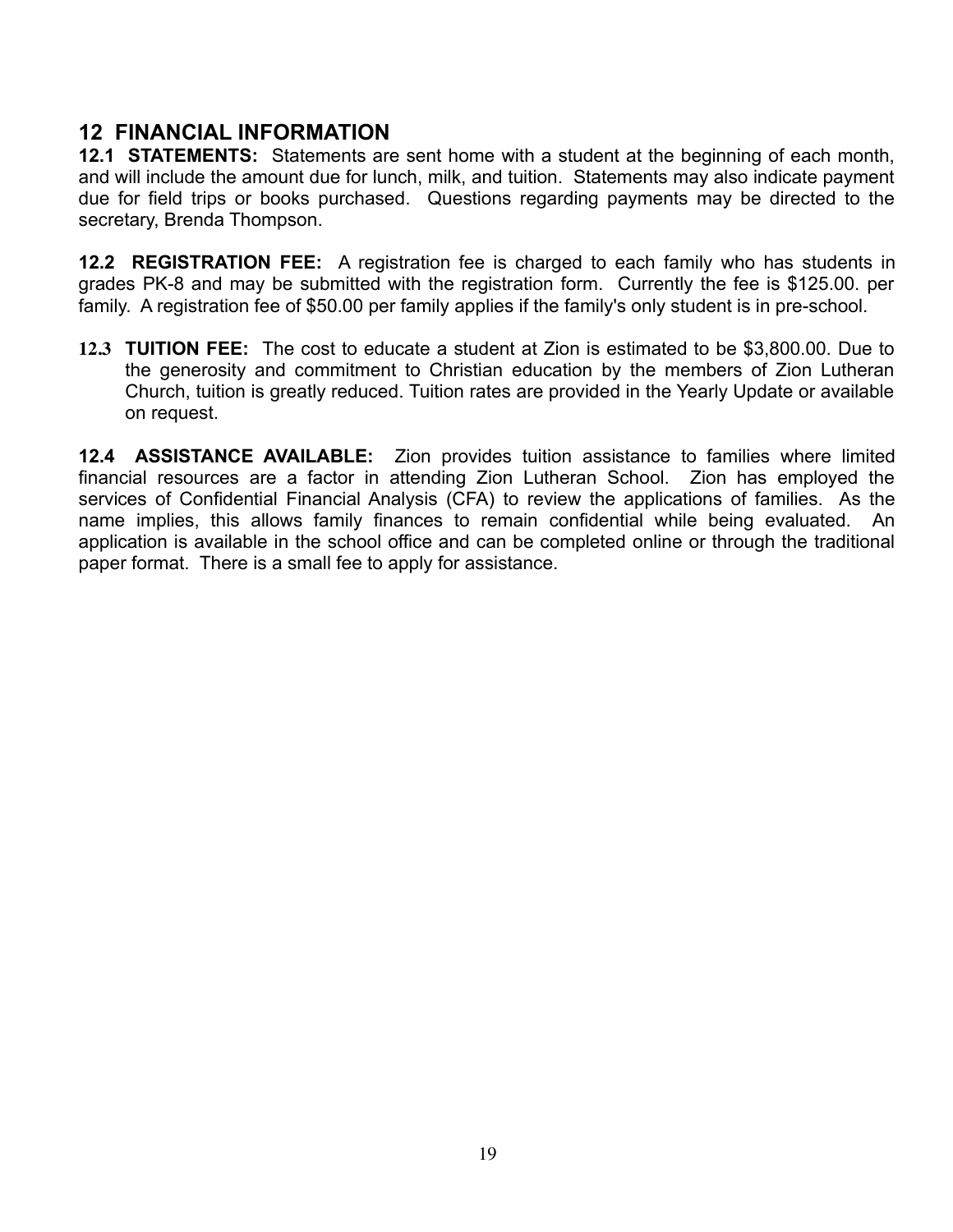## 12 FINANCIAL INFORMATION

**12.1 STATEMENTS:** Statements are sent home with a student at the beginning of each month, and will include the amount due for lunch, milk, and tuition. Statements may also indicate payment due for field trips or books purchased. Questions regarding payments may be directed to the secretary, Brenda Thompson.

**12.2 REGISTRATION FEE:** A registration fee is charged to each family who has students in grades PK-8 and may be submitted with the registration form. Currently the fee is $125.00. per family. A registration fee of $50.00 per family applies if the family's only student is in pre-school.

**12.3 TUITION FEE:** The cost to educate a student at Zion is estimated to be $3,800.00. Due to the generosity and commitment to Christian education by the members of Zion Lutheran Church, tuition is greatly reduced. Tuition rates are provided in the Yearly Update or available on request.

**12.4 ASSISTANCE AVAILABLE:** Zion provides tuition assistance to families where limited financial resources are a factor in attending Zion Lutheran School. Zion has employed the services of Confidential Financial Analysis (CFA) to review the applications of families. As the name implies, this allows family finances to remain confidential while being evaluated. An application is available in the school office and can be completed online or through the traditional paper format. There is a small fee to apply for assistance.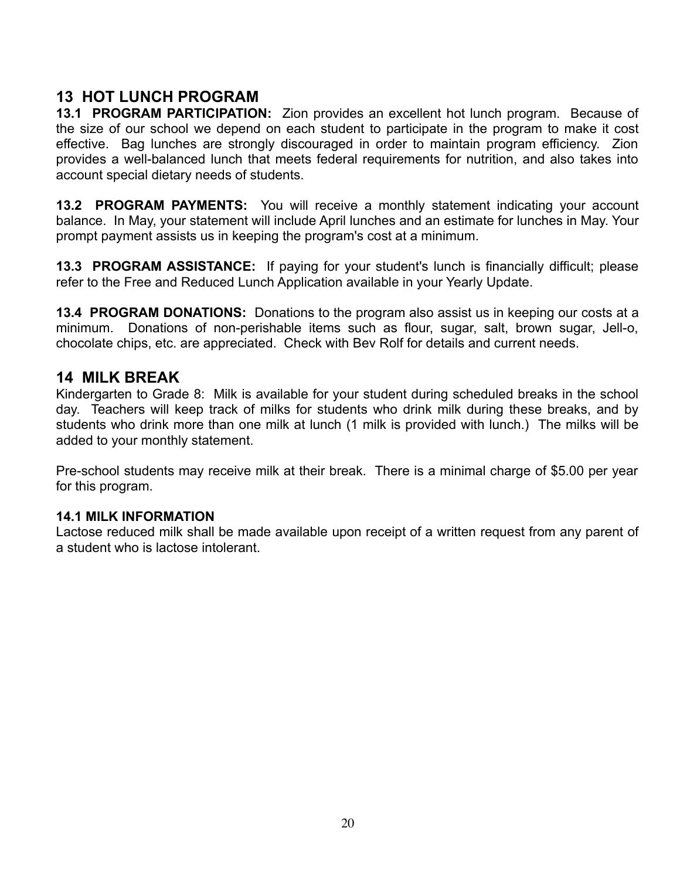## 13 HOT LUNCH PROGRAM

**13.1 PROGRAM PARTICIPATION:** Zion provides an excellent hot lunch program. Because of the size of our school we depend on each student to participate in the program to make it cost effective. Bag lunches are strongly discouraged in order to maintain program efficiency. Zion provides a well-balanced lunch that meets federal requirements for nutrition, and also takes into account special dietary needs of students.

**13.2 PROGRAM PAYMENTS:** You will receive a monthly statement indicating your account balance. In May, your statement will include April lunches and an estimate for lunches in May. Your prompt payment assists us in keeping the program's cost at a minimum.

**13.3 PROGRAM ASSISTANCE:** If paying for your student's lunch is financially difficult; please refer to the Free and Reduced Lunch Application available in your Yearly Update.

**13.4 PROGRAM DONATIONS:** Donations to the program also assist us in keeping our costs at a minimum. Donations of non-perishable items such as flour, sugar, salt, brown sugar, Jell-o, chocolate chips, etc. are appreciated. Check with Bev Rolf for details and current needs.

## 14 MILK BREAK

Kindergarten to Grade 8: Milk is available for your student during scheduled breaks in the school day. Teachers will keep track of milks for students who drink milk during these breaks, and by students who drink more than one milk at lunch (1 milk is provided with lunch.) The milks will be added to your monthly statement.

Pre-school students may receive milk at their break. There is a minimal charge of $5.00 per year for this program.

### 14.1 MILK INFORMATION

Lactose reduced milk shall be made available upon receipt of a written request from any parent of a student who is lactose intolerant.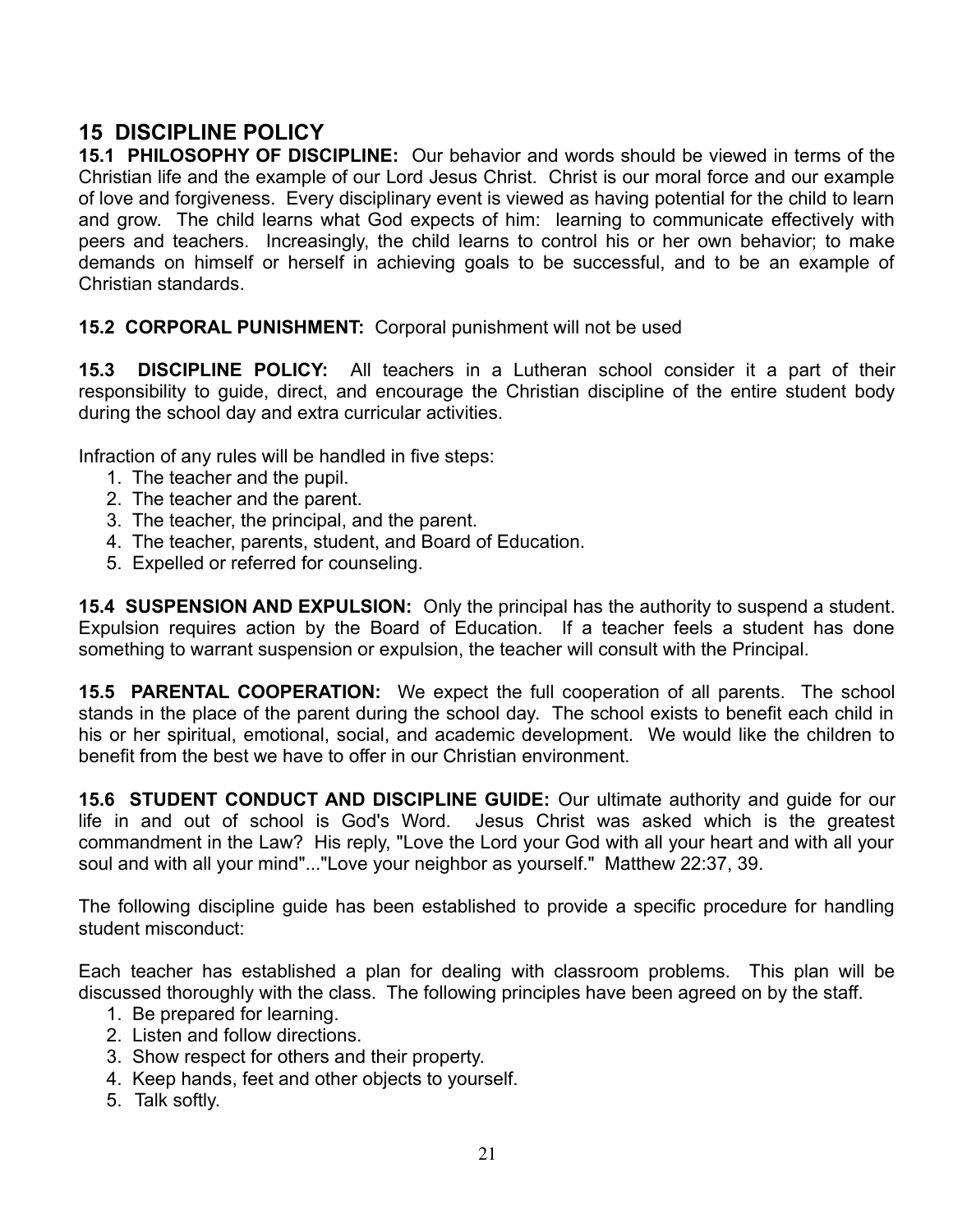## 15 DISCIPLINE POLICY

**15.1 PHILOSOPHY OF DISCIPLINE:** Our behavior and words should be viewed in terms of the Christian life and the example of our Lord Jesus Christ. Christ is our moral force and our example of love and forgiveness. Every disciplinary event is viewed as having potential for the child to learn and grow. The child learns what God expects of him: learning to communicate effectively with peers and teachers. Increasingly, the child learns to control his or her own behavior; to make demands on himself or herself in achieving goals to be successful, and to be an example of Christian standards.

**15.2 CORPORAL PUNISHMENT:** Corporal punishment will not be used

**15.3 DISCIPLINE POLICY:** All teachers in a Lutheran school consider it a part of their responsibility to guide, direct, and encourage the Christian discipline of the entire student body during the school day and extra curricular activities.

Infraction of any rules will be handled in five steps:

1. The teacher and the pupil.
2. The teacher and the parent.
3. The teacher, the principal, and the parent.
4. The teacher, parents, student, and Board of Education.
5. Expelled or referred for counseling.

**15.4 SUSPENSION AND EXPULSION:** Only the principal has the authority to suspend a student. Expulsion requires action by the Board of Education. If a teacher feels a student has done something to warrant suspension or expulsion, the teacher will consult with the Principal.

**15.5 PARENTAL COOPERATION:** We expect the full cooperation of all parents. The school stands in the place of the parent during the school day. The school exists to benefit each child in his or her spiritual, emotional, social, and academic development. We would like the children to benefit from the best we have to offer in our Christian environment.

**15.6 STUDENT CONDUCT AND DISCIPLINE GUIDE:** Our ultimate authority and guide for our life in and out of school is God's Word. Jesus Christ was asked which is the greatest commandment in the Law? His reply, "Love the Lord your God with all your heart and with all your soul and with all your mind"..."Love your neighbor as yourself." Matthew 22:37, 39.

The following discipline guide has been established to provide a specific procedure for handling student misconduct:

Each teacher has established a plan for dealing with classroom problems. This plan will be discussed thoroughly with the class. The following principles have been agreed on by the staff.

1. Be prepared for learning.
2. Listen and follow directions.
3. Show respect for others and their property.
4. Keep hands, feet and other objects to yourself.
5. Talk softly.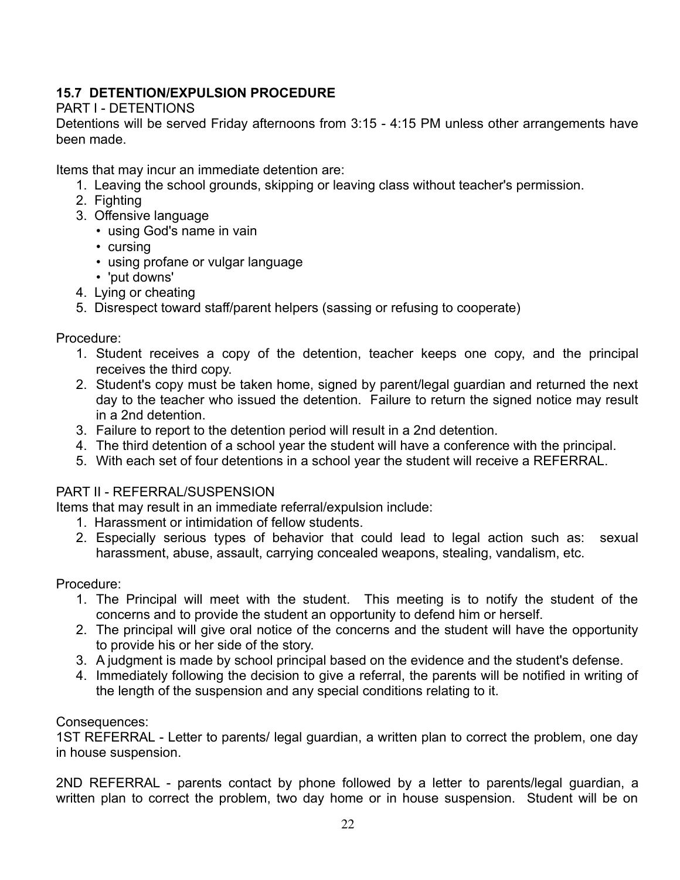### 15.7 DETENTION/EXPULSION PROCEDURE

PART I - DETENTIONS

Detentions will be served Friday afternoons from 3:15 - 4:15 PM unless other arrangements have been made.

Items that may incur an immediate detention are:

1. Leaving the school grounds, skipping or leaving class without teacher's permission.
2. Fighting
3. Offensive language
   - using God's name in vain
   - cursing
   - using profane or vulgar language
   - 'put downs'
4. Lying or cheating
5. Disrespect toward staff/parent helpers (sassing or refusing to cooperate)

Procedure:

1. Student receives a copy of the detention, teacher keeps one copy, and the principal receives the third copy.
2. Student's copy must be taken home, signed by parent/legal guardian and returned the next day to the teacher who issued the detention. Failure to return the signed notice may result in a 2nd detention.
3. Failure to report to the detention period will result in a 2nd detention.
4. The third detention of a school year the student will have a conference with the principal.
5. With each set of four detentions in a school year the student will receive a REFERRAL.

PART II - REFERRAL/SUSPENSION

Items that may result in an immediate referral/expulsion include:

1. Harassment or intimidation of fellow students.
2. Especially serious types of behavior that could lead to legal action such as: sexual harassment, abuse, assault, carrying concealed weapons, stealing, vandalism, etc.

Procedure:

1. The Principal will meet with the student. This meeting is to notify the student of the concerns and to provide the student an opportunity to defend him or herself.
2. The principal will give oral notice of the concerns and the student will have the opportunity to provide his or her side of the story.
3. A judgment is made by school principal based on the evidence and the student's defense.
4. Immediately following the decision to give a referral, the parents will be notified in writing of the length of the suspension and any special conditions relating to it.

Consequences:

1ST REFERRAL - Letter to parents/ legal guardian, a written plan to correct the problem, one day in house suspension.

2ND REFERRAL - parents contact by phone followed by a letter to parents/legal guardian, a written plan to correct the problem, two day home or in house suspension. Student will be on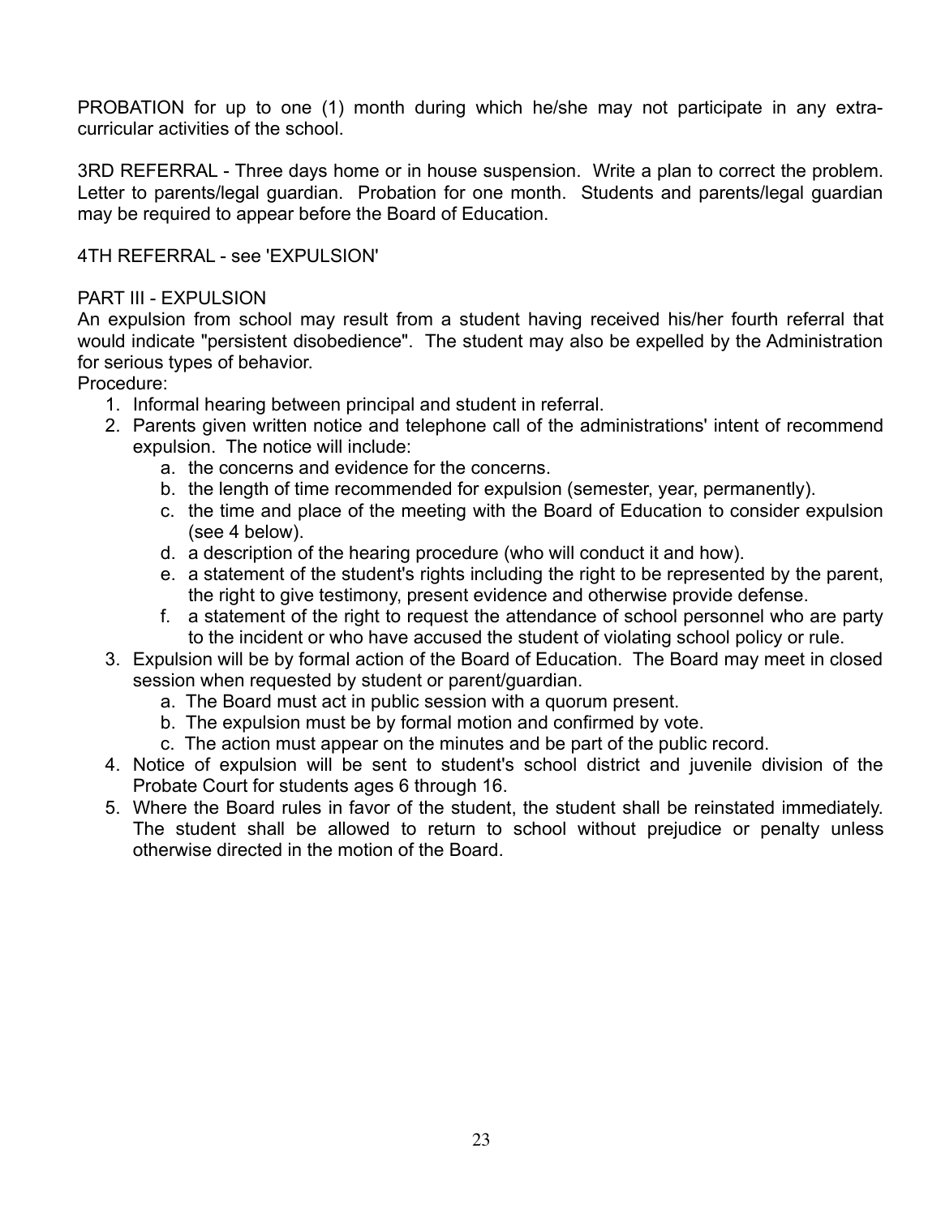PROBATION for up to one (1) month during which he/she may not participate in any extra-curricular activities of the school.

3RD REFERRAL - Three days home or in house suspension. Write a plan to correct the problem. Letter to parents/legal guardian. Probation for one month. Students and parents/legal guardian may be required to appear before the Board of Education.

4TH REFERRAL - see 'EXPULSION'

PART III - EXPULSION

An expulsion from school may result from a student having received his/her fourth referral that would indicate "persistent disobedience". The student may also be expelled by the Administration for serious types of behavior.

Procedure:

1. Informal hearing between principal and student in referral.
2. Parents given written notice and telephone call of the administrations' intent of recommend expulsion. The notice will include:
   a. the concerns and evidence for the concerns.
   b. the length of time recommended for expulsion (semester, year, permanently).
   c. the time and place of the meeting with the Board of Education to consider expulsion (see 4 below).
   d. a description of the hearing procedure (who will conduct it and how).
   e. a statement of the student's rights including the right to be represented by the parent, the right to give testimony, present evidence and otherwise provide defense.
   f. a statement of the right to request the attendance of school personnel who are party to the incident or who have accused the student of violating school policy or rule.
3. Expulsion will be by formal action of the Board of Education. The Board may meet in closed session when requested by student or parent/guardian.
   a. The Board must act in public session with a quorum present.
   b. The expulsion must be by formal motion and confirmed by vote.
   c. The action must appear on the minutes and be part of the public record.
4. Notice of expulsion will be sent to student's school district and juvenile division of the Probate Court for students ages 6 through 16.
5. Where the Board rules in favor of the student, the student shall be reinstated immediately. The student shall be allowed to return to school without prejudice or penalty unless otherwise directed in the motion of the Board.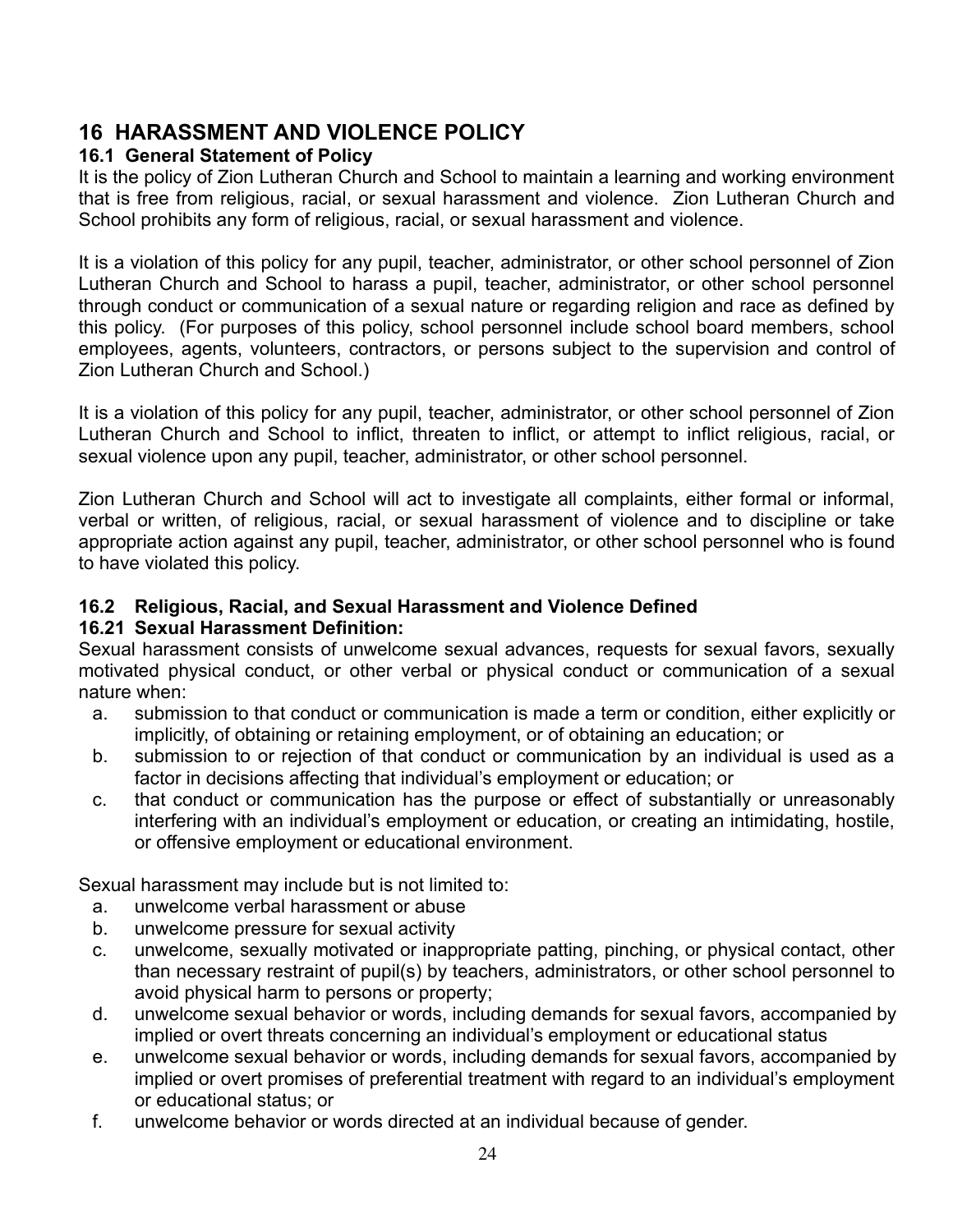# 16 HARASSMENT AND VIOLENCE POLICY

## 16.1 General Statement of Policy

It is the policy of Zion Lutheran Church and School to maintain a learning and working environment that is free from religious, racial, or sexual harassment and violence. Zion Lutheran Church and School prohibits any form of religious, racial, or sexual harassment and violence.

It is a violation of this policy for any pupil, teacher, administrator, or other school personnel of Zion Lutheran Church and School to harass a pupil, teacher, administrator, or other school personnel through conduct or communication of a sexual nature or regarding religion and race as defined by this policy. (For purposes of this policy, school personnel include school board members, school employees, agents, volunteers, contractors, or persons subject to the supervision and control of Zion Lutheran Church and School.)

It is a violation of this policy for any pupil, teacher, administrator, or other school personnel of Zion Lutheran Church and School to inflict, threaten to inflict, or attempt to inflict religious, racial, or sexual violence upon any pupil, teacher, administrator, or other school personnel.

Zion Lutheran Church and School will act to investigate all complaints, either formal or informal, verbal or written, of religious, racial, or sexual harassment of violence and to discipline or take appropriate action against any pupil, teacher, administrator, or other school personnel who is found to have violated this policy.

## 16.2 Religious, Racial, and Sexual Harassment and Violence Defined

### 16.21 Sexual Harassment Definition:

Sexual harassment consists of unwelcome sexual advances, requests for sexual favors, sexually motivated physical conduct, or other verbal or physical conduct or communication of a sexual nature when:

a. submission to that conduct or communication is made a term or condition, either explicitly or implicitly, of obtaining or retaining employment, or of obtaining an education; or
b. submission to or rejection of that conduct or communication by an individual is used as a factor in decisions affecting that individual's employment or education; or
c. that conduct or communication has the purpose or effect of substantially or unreasonably interfering with an individual's employment or education, or creating an intimidating, hostile, or offensive employment or educational environment.

Sexual harassment may include but is not limited to:

a. unwelcome verbal harassment or abuse
b. unwelcome pressure for sexual activity
c. unwelcome, sexually motivated or inappropriate patting, pinching, or physical contact, other than necessary restraint of pupil(s) by teachers, administrators, or other school personnel to avoid physical harm to persons or property;
d. unwelcome sexual behavior or words, including demands for sexual favors, accompanied by implied or overt threats concerning an individual's employment or educational status
e. unwelcome sexual behavior or words, including demands for sexual favors, accompanied by implied or overt promises of preferential treatment with regard to an individual's employment or educational status; or
f. unwelcome behavior or words directed at an individual because of gender.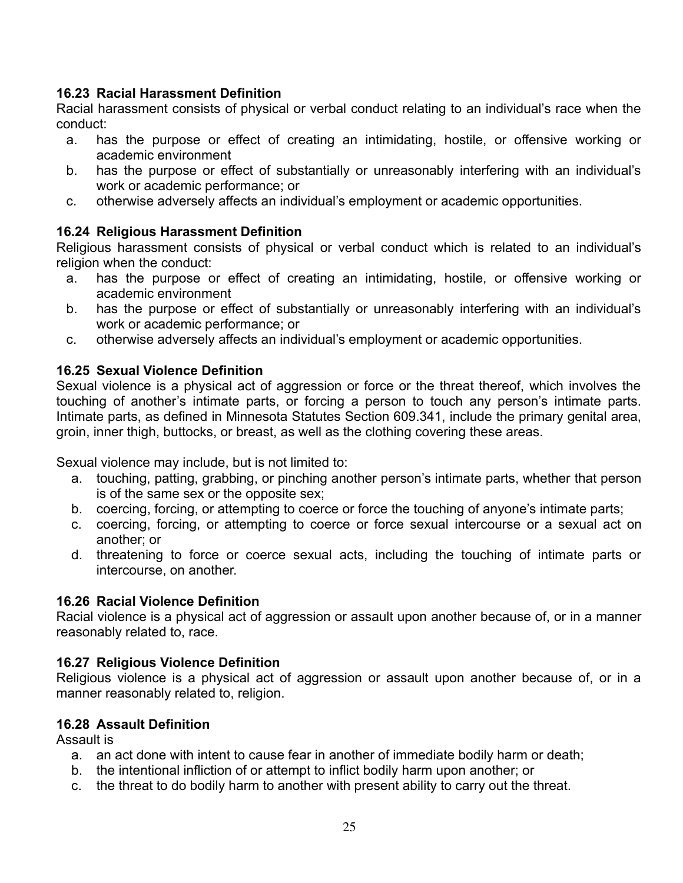### 16.23 Racial Harassment Definition

Racial harassment consists of physical or verbal conduct relating to an individual's race when the conduct:

a. has the purpose or effect of creating an intimidating, hostile, or offensive working or academic environment
b. has the purpose or effect of substantially or unreasonably interfering with an individual's work or academic performance; or
c. otherwise adversely affects an individual's employment or academic opportunities.

### 16.24 Religious Harassment Definition

Religious harassment consists of physical or verbal conduct which is related to an individual's religion when the conduct:

a. has the purpose or effect of creating an intimidating, hostile, or offensive working or academic environment
b. has the purpose or effect of substantially or unreasonably interfering with an individual's work or academic performance; or
c. otherwise adversely affects an individual's employment or academic opportunities.

### 16.25 Sexual Violence Definition

Sexual violence is a physical act of aggression or force or the threat thereof, which involves the touching of another's intimate parts, or forcing a person to touch any person's intimate parts. Intimate parts, as defined in Minnesota Statutes Section 609.341, include the primary genital area, groin, inner thigh, buttocks, or breast, as well as the clothing covering these areas.

Sexual violence may include, but is not limited to:

a. touching, patting, grabbing, or pinching another person's intimate parts, whether that person is of the same sex or the opposite sex;
b. coercing, forcing, or attempting to coerce or force the touching of anyone's intimate parts;
c. coercing, forcing, or attempting to coerce or force sexual intercourse or a sexual act on another; or
d. threatening to force or coerce sexual acts, including the touching of intimate parts or intercourse, on another.

### 16.26 Racial Violence Definition

Racial violence is a physical act of aggression or assault upon another because of, or in a manner reasonably related to, race.

### 16.27 Religious Violence Definition

Religious violence is a physical act of aggression or assault upon another because of, or in a manner reasonably related to, religion.

### 16.28 Assault Definition

Assault is

a. an act done with intent to cause fear in another of immediate bodily harm or death;
b. the intentional infliction of or attempt to inflict bodily harm upon another; or
c. the threat to do bodily harm to another with present ability to carry out the threat.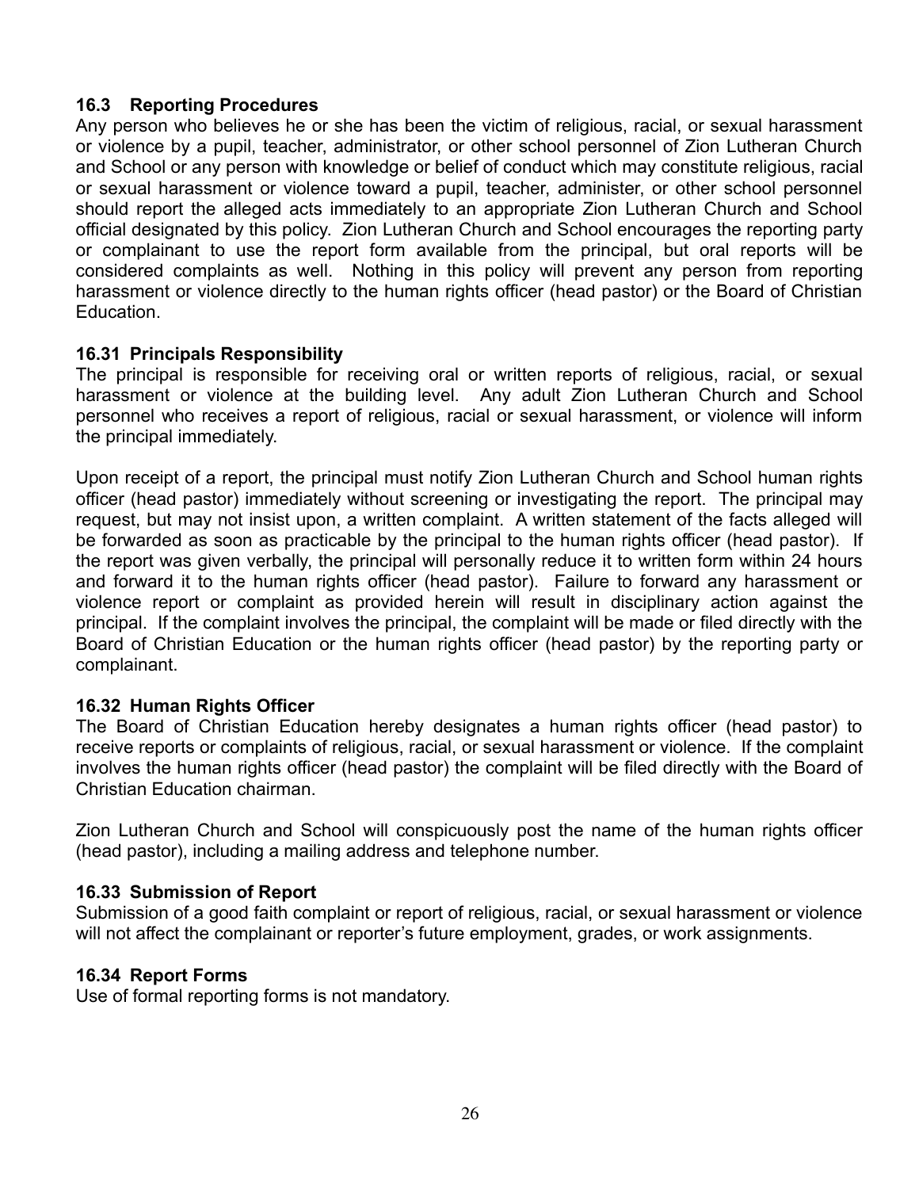### 16.3 Reporting Procedures

Any person who believes he or she has been the victim of religious, racial, or sexual harassment or violence by a pupil, teacher, administrator, or other school personnel of Zion Lutheran Church and School or any person with knowledge or belief of conduct which may constitute religious, racial or sexual harassment or violence toward a pupil, teacher, administer, or other school personnel should report the alleged acts immediately to an appropriate Zion Lutheran Church and School official designated by this policy. Zion Lutheran Church and School encourages the reporting party or complainant to use the report form available from the principal, but oral reports will be considered complaints as well. Nothing in this policy will prevent any person from reporting harassment or violence directly to the human rights officer (head pastor) or the Board of Christian Education.

### 16.31 Principals Responsibility

The principal is responsible for receiving oral or written reports of religious, racial, or sexual harassment or violence at the building level. Any adult Zion Lutheran Church and School personnel who receives a report of religious, racial or sexual harassment, or violence will inform the principal immediately.

Upon receipt of a report, the principal must notify Zion Lutheran Church and School human rights officer (head pastor) immediately without screening or investigating the report. The principal may request, but may not insist upon, a written complaint. A written statement of the facts alleged will be forwarded as soon as practicable by the principal to the human rights officer (head pastor). If the report was given verbally, the principal will personally reduce it to written form within 24 hours and forward it to the human rights officer (head pastor). Failure to forward any harassment or violence report or complaint as provided herein will result in disciplinary action against the principal. If the complaint involves the principal, the complaint will be made or filed directly with the Board of Christian Education or the human rights officer (head pastor) by the reporting party or complainant.

### 16.32 Human Rights Officer

The Board of Christian Education hereby designates a human rights officer (head pastor) to receive reports or complaints of religious, racial, or sexual harassment or violence. If the complaint involves the human rights officer (head pastor) the complaint will be filed directly with the Board of Christian Education chairman.

Zion Lutheran Church and School will conspicuously post the name of the human rights officer (head pastor), including a mailing address and telephone number.

### 16.33 Submission of Report

Submission of a good faith complaint or report of religious, racial, or sexual harassment or violence will not affect the complainant or reporter's future employment, grades, or work assignments.

### 16.34 Report Forms

Use of formal reporting forms is not mandatory.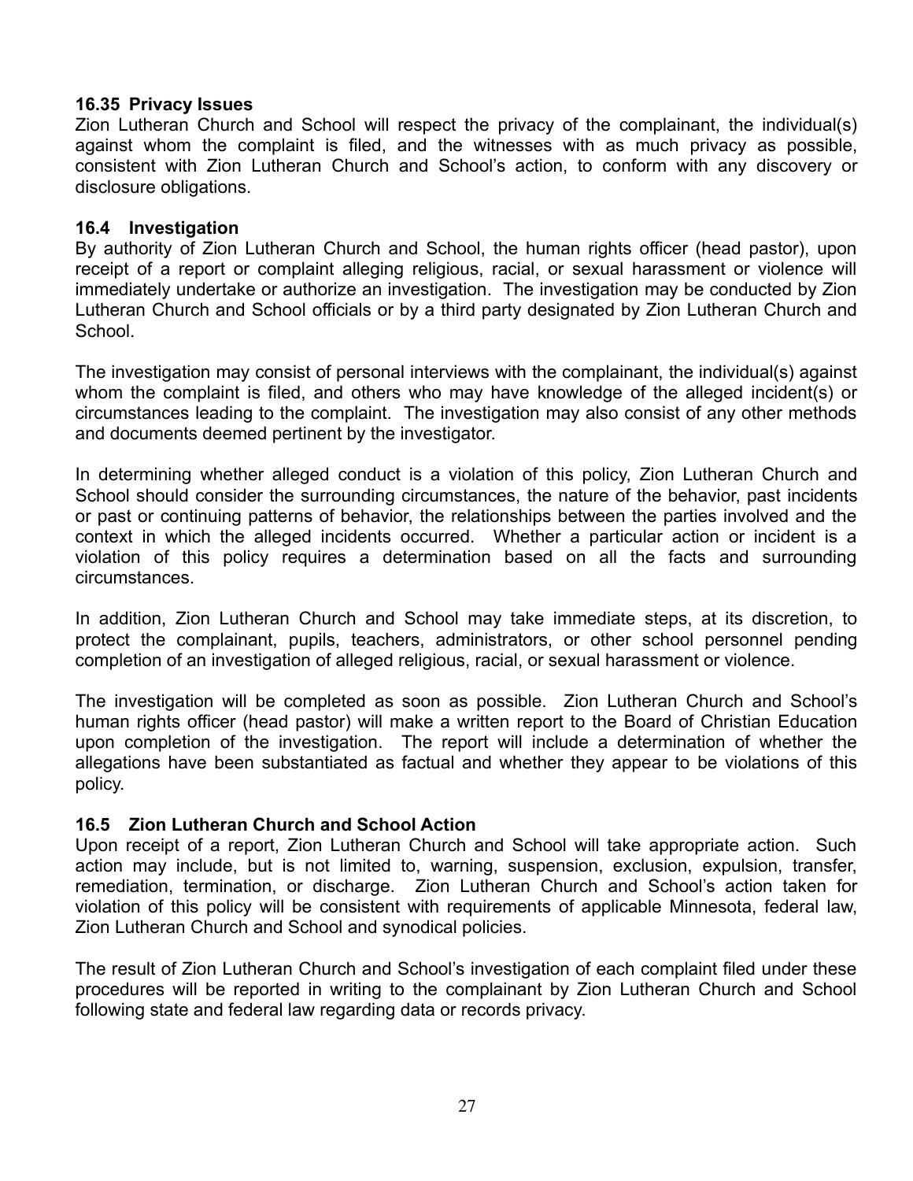### 16.35 Privacy Issues

Zion Lutheran Church and School will respect the privacy of the complainant, the individual(s) against whom the complaint is filed, and the witnesses with as much privacy as possible, consistent with Zion Lutheran Church and School's action, to conform with any discovery or disclosure obligations.

### 16.4 Investigation

By authority of Zion Lutheran Church and School, the human rights officer (head pastor), upon receipt of a report or complaint alleging religious, racial, or sexual harassment or violence will immediately undertake or authorize an investigation. The investigation may be conducted by Zion Lutheran Church and School officials or by a third party designated by Zion Lutheran Church and School.

The investigation may consist of personal interviews with the complainant, the individual(s) against whom the complaint is filed, and others who may have knowledge of the alleged incident(s) or circumstances leading to the complaint. The investigation may also consist of any other methods and documents deemed pertinent by the investigator.

In determining whether alleged conduct is a violation of this policy, Zion Lutheran Church and School should consider the surrounding circumstances, the nature of the behavior, past incidents or past or continuing patterns of behavior, the relationships between the parties involved and the context in which the alleged incidents occurred. Whether a particular action or incident is a violation of this policy requires a determination based on all the facts and surrounding circumstances.

In addition, Zion Lutheran Church and School may take immediate steps, at its discretion, to protect the complainant, pupils, teachers, administrators, or other school personnel pending completion of an investigation of alleged religious, racial, or sexual harassment or violence.

The investigation will be completed as soon as possible. Zion Lutheran Church and School's human rights officer (head pastor) will make a written report to the Board of Christian Education upon completion of the investigation. The report will include a determination of whether the allegations have been substantiated as factual and whether they appear to be violations of this policy.

### 16.5 Zion Lutheran Church and School Action

Upon receipt of a report, Zion Lutheran Church and School will take appropriate action. Such action may include, but is not limited to, warning, suspension, exclusion, expulsion, transfer, remediation, termination, or discharge. Zion Lutheran Church and School's action taken for violation of this policy will be consistent with requirements of applicable Minnesota, federal law, Zion Lutheran Church and School and synodical policies.

The result of Zion Lutheran Church and School's investigation of each complaint filed under these procedures will be reported in writing to the complainant by Zion Lutheran Church and School following state and federal law regarding data or records privacy.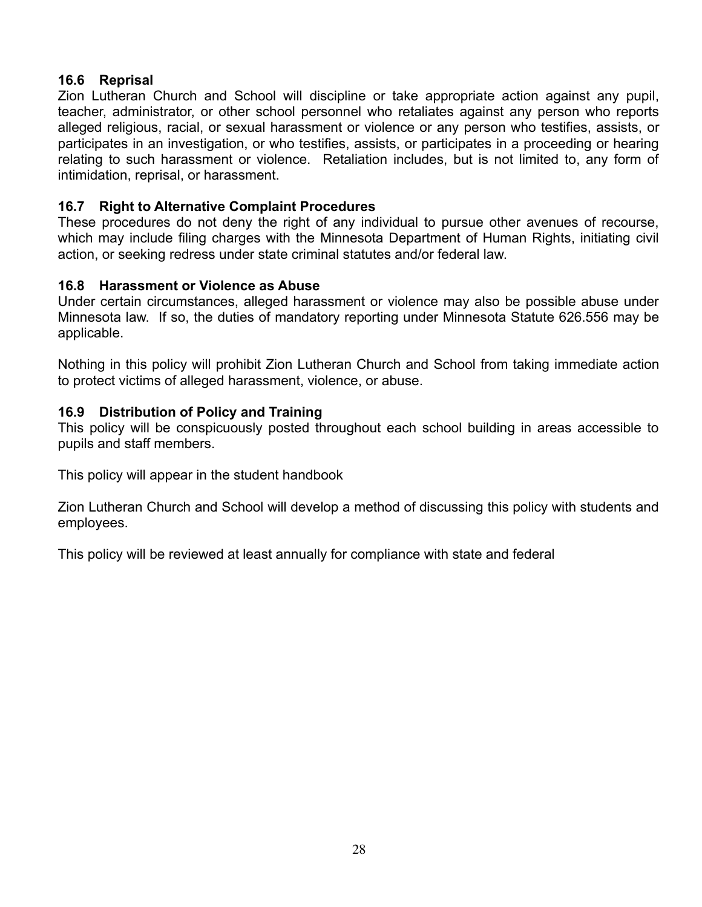### 16.6 Reprisal

Zion Lutheran Church and School will discipline or take appropriate action against any pupil, teacher, administrator, or other school personnel who retaliates against any person who reports alleged religious, racial, or sexual harassment or violence or any person who testifies, assists, or participates in an investigation, or who testifies, assists, or participates in a proceeding or hearing relating to such harassment or violence. Retaliation includes, but is not limited to, any form of intimidation, reprisal, or harassment.

### 16.7 Right to Alternative Complaint Procedures

These procedures do not deny the right of any individual to pursue other avenues of recourse, which may include filing charges with the Minnesota Department of Human Rights, initiating civil action, or seeking redress under state criminal statutes and/or federal law.

### 16.8 Harassment or Violence as Abuse

Under certain circumstances, alleged harassment or violence may also be possible abuse under Minnesota law. If so, the duties of mandatory reporting under Minnesota Statute 626.556 may be applicable.

Nothing in this policy will prohibit Zion Lutheran Church and School from taking immediate action to protect victims of alleged harassment, violence, or abuse.

### 16.9 Distribution of Policy and Training

This policy will be conspicuously posted throughout each school building in areas accessible to pupils and staff members.

This policy will appear in the student handbook

Zion Lutheran Church and School will develop a method of discussing this policy with students and employees.

This policy will be reviewed at least annually for compliance with state and federal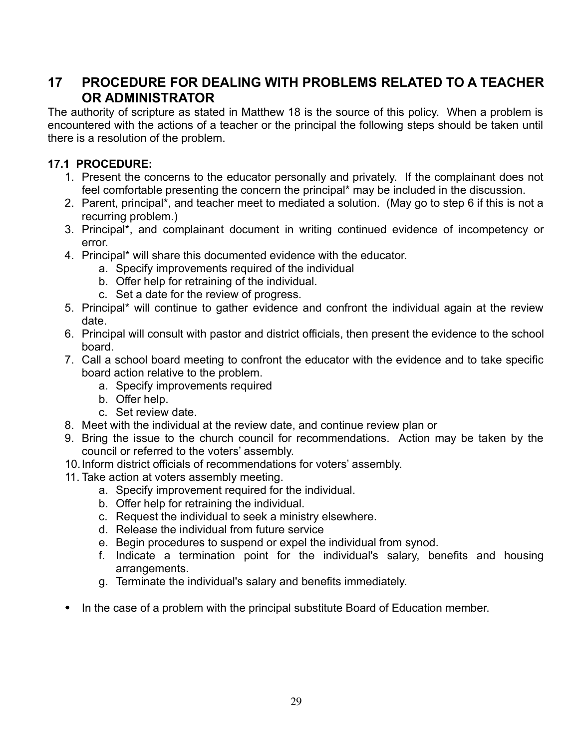## 17 PROCEDURE FOR DEALING WITH PROBLEMS RELATED TO A TEACHER OR ADMINISTRATOR

The authority of scripture as stated in Matthew 18 is the source of this policy. When a problem is encountered with the actions of a teacher or the principal the following steps should be taken until there is a resolution of the problem.

### 17.1 PROCEDURE:

1. Present the concerns to the educator personally and privately. If the complainant does not feel comfortable presenting the concern the principal* may be included in the discussion.
2. Parent, principal*, and teacher meet to mediated a solution. (May go to step 6 if this is not a recurring problem.)
3. Principal*, and complainant document in writing continued evidence of incompetency or error.
4. Principal* will share this documented evidence with the educator.
    a. Specify improvements required of the individual
    b. Offer help for retraining of the individual.
    c. Set a date for the review of progress.
5. Principal* will continue to gather evidence and confront the individual again at the review date.
6. Principal will consult with pastor and district officials, then present the evidence to the school board.
7. Call a school board meeting to confront the educator with the evidence and to take specific board action relative to the problem.
    a. Specify improvements required
    b. Offer help.
    c. Set review date.
8. Meet with the individual at the review date, and continue review plan or
9. Bring the issue to the church council for recommendations. Action may be taken by the council or referred to the voters' assembly.
10. Inform district officials of recommendations for voters' assembly.
11. Take action at voters assembly meeting.
    a. Specify improvement required for the individual.
    b. Offer help for retraining the individual.
    c. Request the individual to seek a ministry elsewhere.
    d. Release the individual from future service
    e. Begin procedures to suspend or expel the individual from synod.
    f. Indicate a termination point for the individual's salary, benefits and housing arrangements.
    g. Terminate the individual's salary and benefits immediately.

- In the case of a problem with the principal substitute Board of Education member.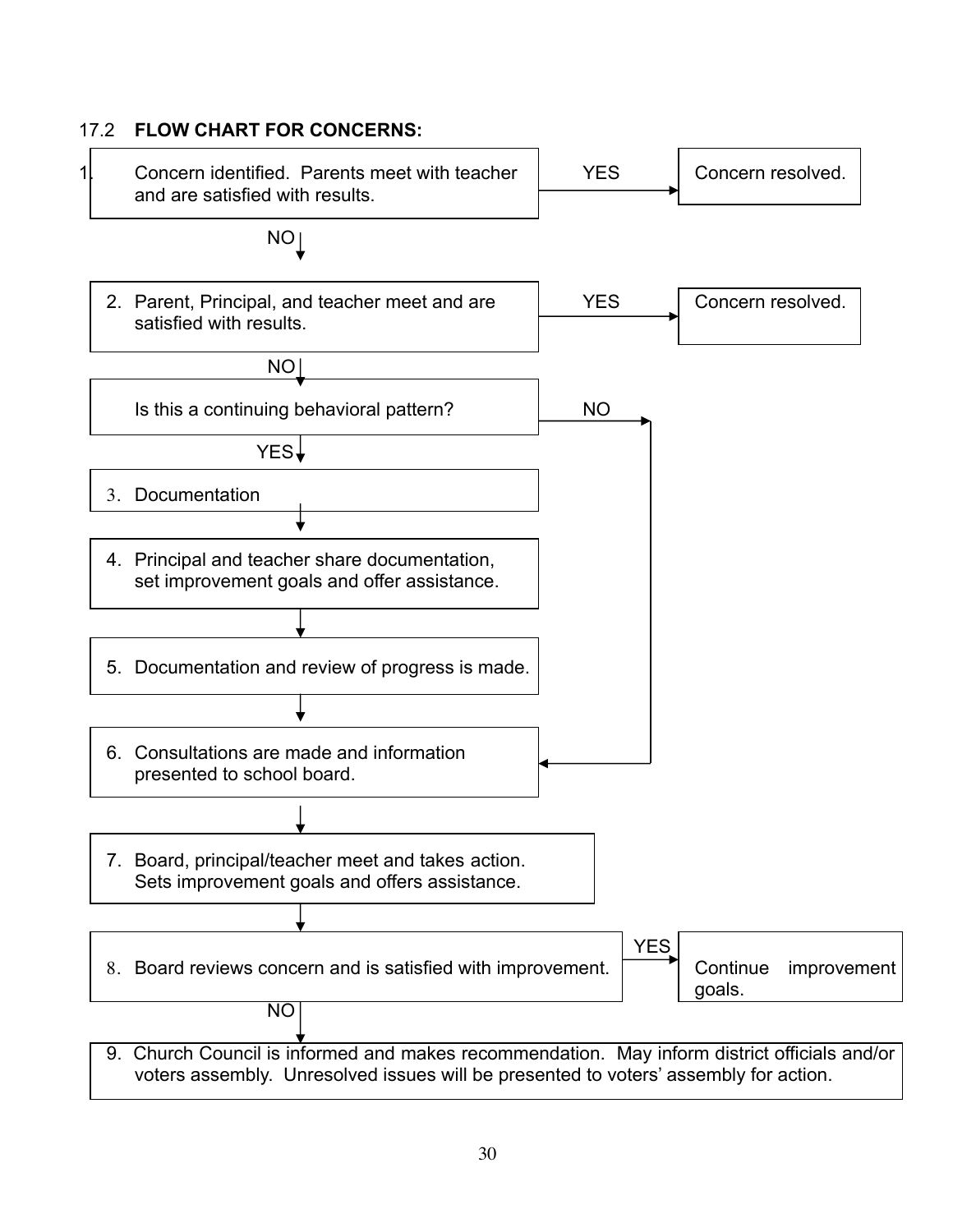17.2 **FLOW CHART FOR CONCERNS:**

1. Concern identified. Parents meet with teacher and are satisfied with results.
   - YES → Concern resolved.
   - NO ↓

2. Parent, Principal, and teacher meet and are satisfied with results.
   - YES → Concern resolved.
   - NO ↓

Is this a continuing behavioral pattern?
   - NO → (go to step 6)
   - YES ↓

3. Documentation
   ↓

4. Principal and teacher share documentation, set improvement goals and offer assistance.
   ↓

5. Documentation and review of progress is made.
   ↓

6. Consultations are made and information presented to school board.
   ↓

7. Board, principal/teacher meet and takes action. Sets improvement goals and offers assistance.
   ↓

8. Board reviews concern and is satisfied with improvement.
   - YES → Continue improvement goals.
   - NO ↓

9. Church Council is informed and makes recommendation. May inform district officials and/or voters assembly. Unresolved issues will be presented to voters' assembly for action.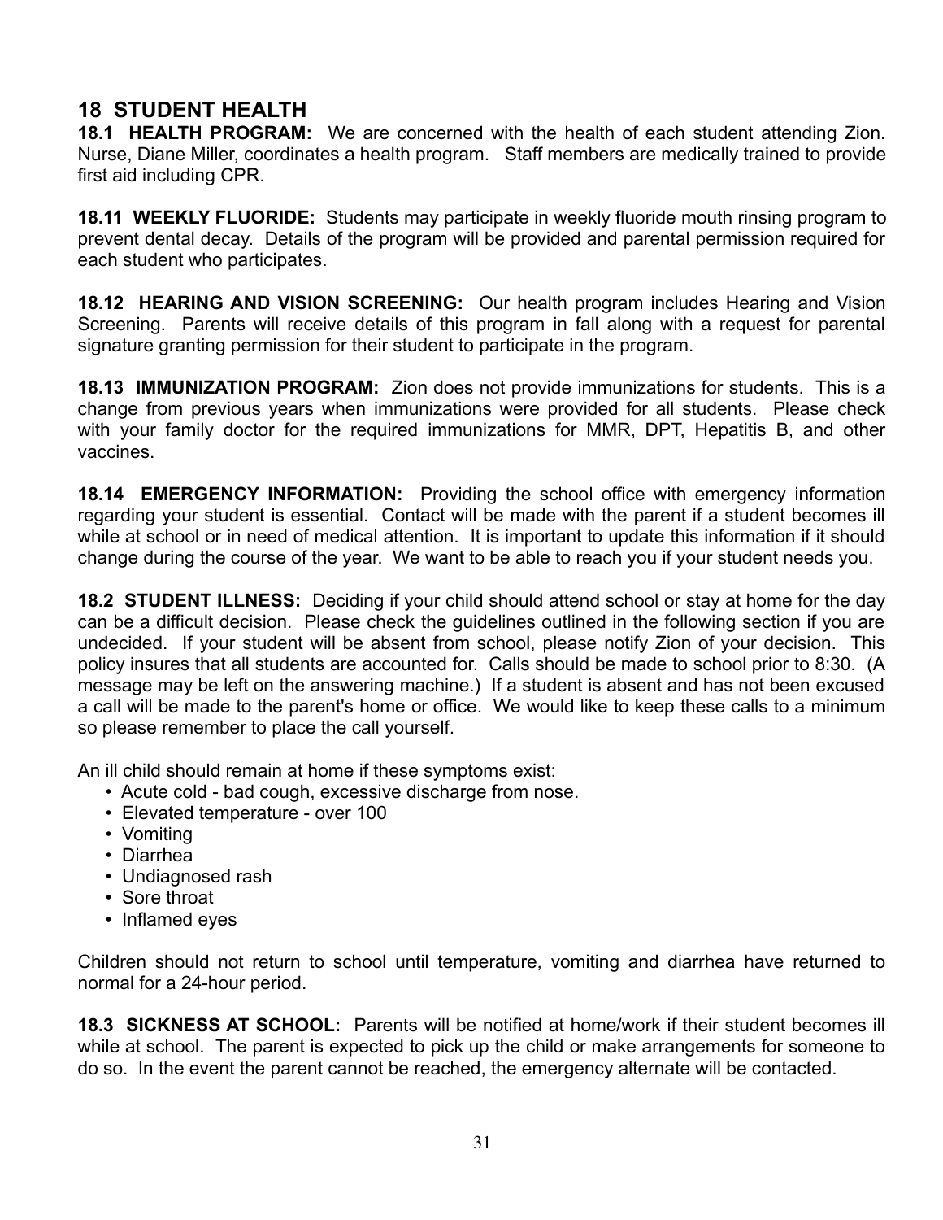## 18 STUDENT HEALTH

**18.1 HEALTH PROGRAM:** We are concerned with the health of each student attending Zion. Nurse, Diane Miller, coordinates a health program. Staff members are medically trained to provide first aid including CPR.

**18.11 WEEKLY FLUORIDE:** Students may participate in weekly fluoride mouth rinsing program to prevent dental decay. Details of the program will be provided and parental permission required for each student who participates.

**18.12 HEARING AND VISION SCREENING:** Our health program includes Hearing and Vision Screening. Parents will receive details of this program in fall along with a request for parental signature granting permission for their student to participate in the program.

**18.13 IMMUNIZATION PROGRAM:** Zion does not provide immunizations for students. This is a change from previous years when immunizations were provided for all students. Please check with your family doctor for the required immunizations for MMR, DPT, Hepatitis B, and other vaccines.

**18.14 EMERGENCY INFORMATION:** Providing the school office with emergency information regarding your student is essential. Contact will be made with the parent if a student becomes ill while at school or in need of medical attention. It is important to update this information if it should change during the course of the year. We want to be able to reach you if your student needs you.

**18.2 STUDENT ILLNESS:** Deciding if your child should attend school or stay at home for the day can be a difficult decision. Please check the guidelines outlined in the following section if you are undecided. If your student will be absent from school, please notify Zion of your decision. This policy insures that all students are accounted for. Calls should be made to school prior to 8:30. (A message may be left on the answering machine.) If a student is absent and has not been excused a call will be made to the parent's home or office. We would like to keep these calls to a minimum so please remember to place the call yourself.

An ill child should remain at home if these symptoms exist:

- Acute cold - bad cough, excessive discharge from nose.
- Elevated temperature - over 100
- Vomiting
- Diarrhea
- Undiagnosed rash
- Sore throat
- Inflamed eyes

Children should not return to school until temperature, vomiting and diarrhea have returned to normal for a 24-hour period.

**18.3 SICKNESS AT SCHOOL:** Parents will be notified at home/work if their student becomes ill while at school. The parent is expected to pick up the child or make arrangements for someone to do so. In the event the parent cannot be reached, the emergency alternate will be contacted.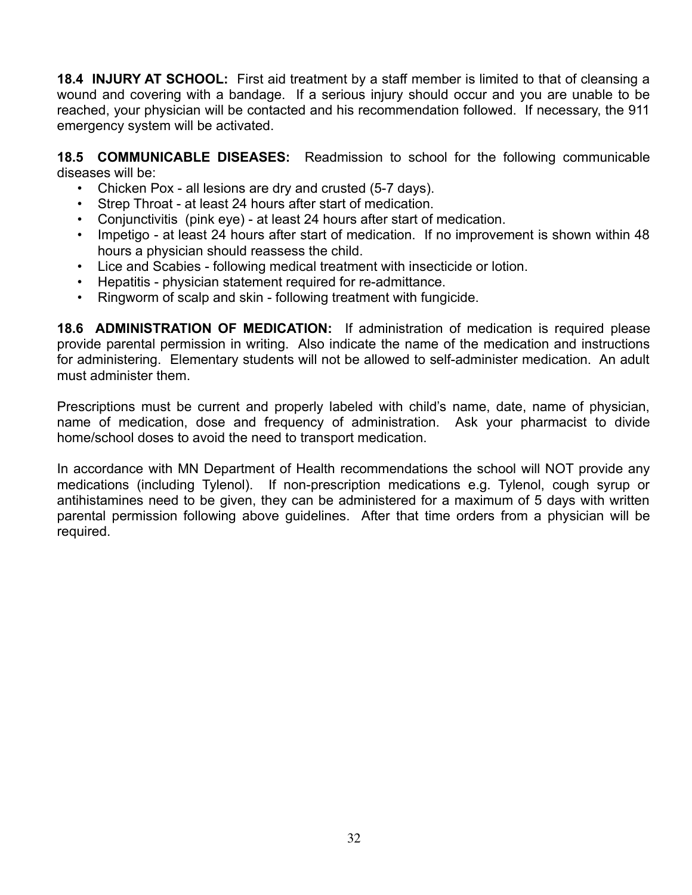**18.4 INJURY AT SCHOOL:** First aid treatment by a staff member is limited to that of cleansing a wound and covering with a bandage. If a serious injury should occur and you are unable to be reached, your physician will be contacted and his recommendation followed. If necessary, the 911 emergency system will be activated.

**18.5 COMMUNICABLE DISEASES:** Readmission to school for the following communicable diseases will be:

- Chicken Pox - all lesions are dry and crusted (5-7 days).
- Strep Throat - at least 24 hours after start of medication.
- Conjunctivitis (pink eye) - at least 24 hours after start of medication.
- Impetigo - at least 24 hours after start of medication. If no improvement is shown within 48 hours a physician should reassess the child.
- Lice and Scabies - following medical treatment with insecticide or lotion.
- Hepatitis - physician statement required for re-admittance.
- Ringworm of scalp and skin - following treatment with fungicide.

**18.6 ADMINISTRATION OF MEDICATION:** If administration of medication is required please provide parental permission in writing. Also indicate the name of the medication and instructions for administering. Elementary students will not be allowed to self-administer medication. An adult must administer them.

Prescriptions must be current and properly labeled with child's name, date, name of physician, name of medication, dose and frequency of administration. Ask your pharmacist to divide home/school doses to avoid the need to transport medication.

In accordance with MN Department of Health recommendations the school will NOT provide any medications (including Tylenol). If non-prescription medications e.g. Tylenol, cough syrup or antihistamines need to be given, they can be administered for a maximum of 5 days with written parental permission following above guidelines. After that time orders from a physician will be required.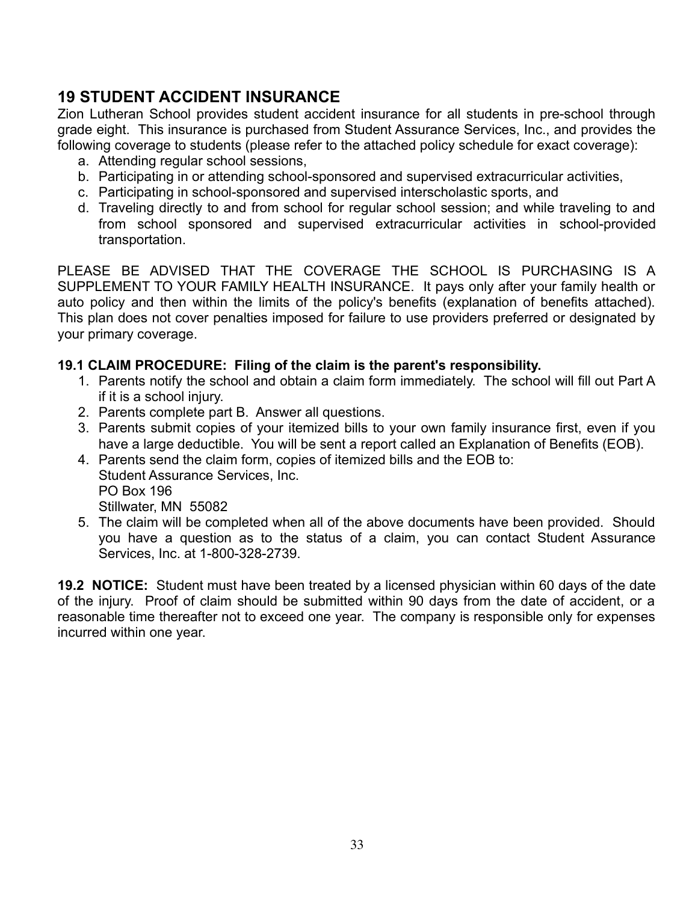## 19 STUDENT ACCIDENT INSURANCE

Zion Lutheran School provides student accident insurance for all students in pre-school through grade eight. This insurance is purchased from Student Assurance Services, Inc., and provides the following coverage to students (please refer to the attached policy schedule for exact coverage):

a. Attending regular school sessions,
b. Participating in or attending school-sponsored and supervised extracurricular activities,
c. Participating in school-sponsored and supervised interscholastic sports, and
d. Traveling directly to and from school for regular school session; and while traveling to and from school sponsored and supervised extracurricular activities in school-provided transportation.

PLEASE BE ADVISED THAT THE COVERAGE THE SCHOOL IS PURCHASING IS A SUPPLEMENT TO YOUR FAMILY HEALTH INSURANCE. It pays only after your family health or auto policy and then within the limits of the policy's benefits (explanation of benefits attached). This plan does not cover penalties imposed for failure to use providers preferred or designated by your primary coverage.

**19.1 CLAIM PROCEDURE: Filing of the claim is the parent's responsibility.**

1. Parents notify the school and obtain a claim form immediately. The school will fill out Part A if it is a school injury.
2. Parents complete part B. Answer all questions.
3. Parents submit copies of your itemized bills to your own family insurance first, even if you have a large deductible. You will be sent a report called an Explanation of Benefits (EOB).
4. Parents send the claim form, copies of itemized bills and the EOB to:
   Student Assurance Services, Inc.
   PO Box 196
   Stillwater, MN 55082
5. The claim will be completed when all of the above documents have been provided. Should you have a question as to the status of a claim, you can contact Student Assurance Services, Inc. at 1-800-328-2739.

**19.2 NOTICE:** Student must have been treated by a licensed physician within 60 days of the date of the injury. Proof of claim should be submitted within 90 days from the date of accident, or a reasonable time thereafter not to exceed one year. The company is responsible only for expenses incurred within one year.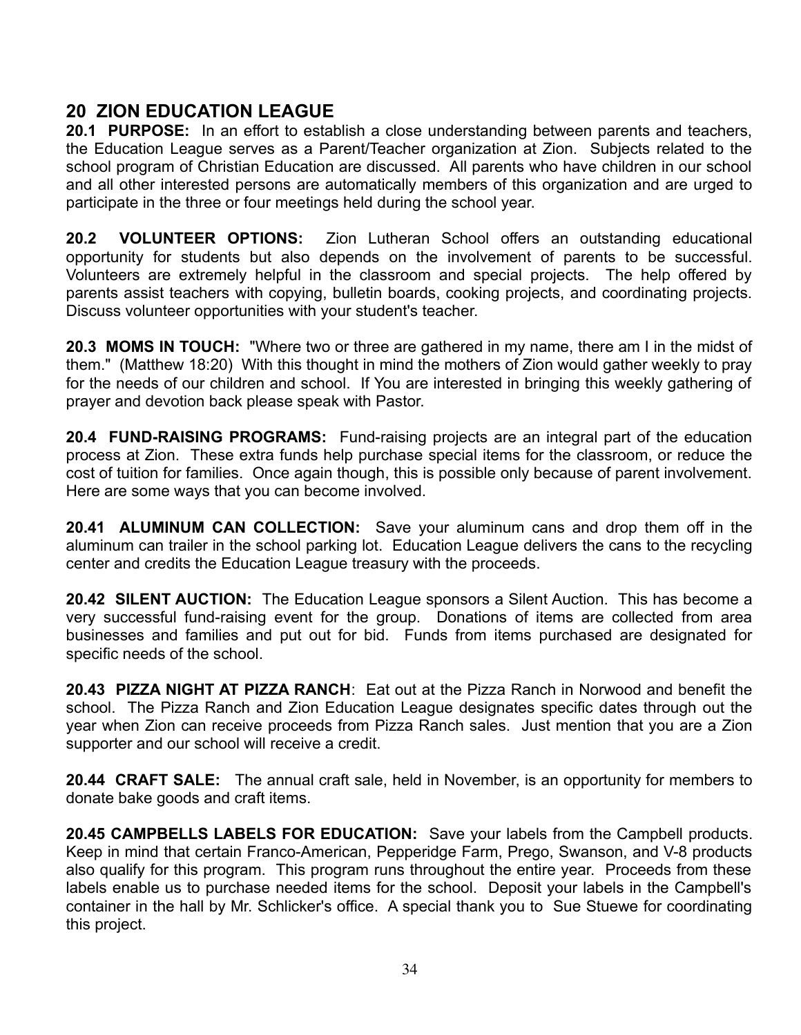## 20 ZION EDUCATION LEAGUE

**20.1 PURPOSE:** In an effort to establish a close understanding between parents and teachers, the Education League serves as a Parent/Teacher organization at Zion. Subjects related to the school program of Christian Education are discussed. All parents who have children in our school and all other interested persons are automatically members of this organization and are urged to participate in the three or four meetings held during the school year.

**20.2 VOLUNTEER OPTIONS:** Zion Lutheran School offers an outstanding educational opportunity for students but also depends on the involvement of parents to be successful. Volunteers are extremely helpful in the classroom and special projects. The help offered by parents assist teachers with copying, bulletin boards, cooking projects, and coordinating projects. Discuss volunteer opportunities with your student's teacher.

**20.3 MOMS IN TOUCH:** "Where two or three are gathered in my name, there am I in the midst of them." (Matthew 18:20) With this thought in mind the mothers of Zion would gather weekly to pray for the needs of our children and school. If You are interested in bringing this weekly gathering of prayer and devotion back please speak with Pastor.

**20.4 FUND-RAISING PROGRAMS:** Fund-raising projects are an integral part of the education process at Zion. These extra funds help purchase special items for the classroom, or reduce the cost of tuition for families. Once again though, this is possible only because of parent involvement. Here are some ways that you can become involved.

**20.41 ALUMINUM CAN COLLECTION:** Save your aluminum cans and drop them off in the aluminum can trailer in the school parking lot. Education League delivers the cans to the recycling center and credits the Education League treasury with the proceeds.

**20.42 SILENT AUCTION:** The Education League sponsors a Silent Auction. This has become a very successful fund-raising event for the group. Donations of items are collected from area businesses and families and put out for bid. Funds from items purchased are designated for specific needs of the school.

**20.43 PIZZA NIGHT AT PIZZA RANCH**: Eat out at the Pizza Ranch in Norwood and benefit the school. The Pizza Ranch and Zion Education League designates specific dates through out the year when Zion can receive proceeds from Pizza Ranch sales. Just mention that you are a Zion supporter and our school will receive a credit.

**20.44 CRAFT SALE:** The annual craft sale, held in November, is an opportunity for members to donate bake goods and craft items.

**20.45 CAMPBELLS LABELS FOR EDUCATION:** Save your labels from the Campbell products. Keep in mind that certain Franco-American, Pepperidge Farm, Prego, Swanson, and V-8 products also qualify for this program. This program runs throughout the entire year. Proceeds from these labels enable us to purchase needed items for the school. Deposit your labels in the Campbell's container in the hall by Mr. Schlicker's office. A special thank you to Sue Stuewe for coordinating this project.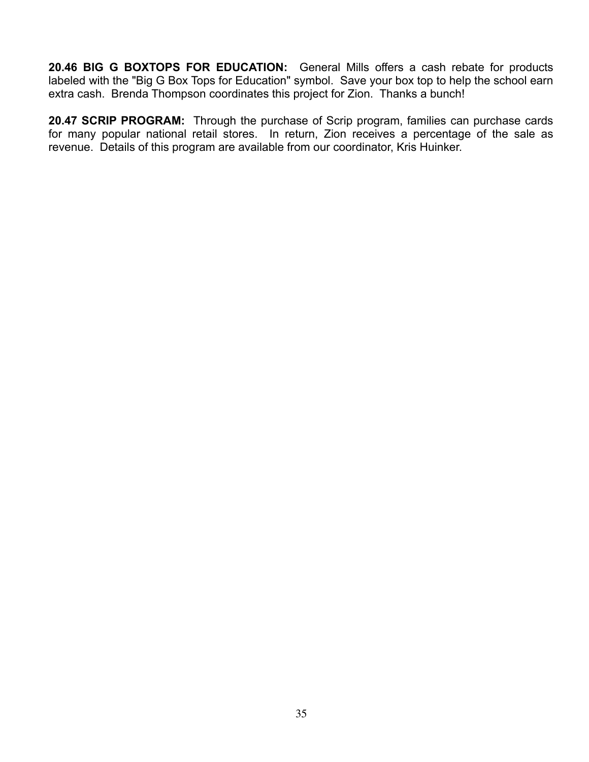**20.46 BIG G BOXTOPS FOR EDUCATION:** General Mills offers a cash rebate for products labeled with the "Big G Box Tops for Education" symbol. Save your box top to help the school earn extra cash. Brenda Thompson coordinates this project for Zion. Thanks a bunch!

**20.47 SCRIP PROGRAM:** Through the purchase of Scrip program, families can purchase cards for many popular national retail stores. In return, Zion receives a percentage of the sale as revenue. Details of this program are available from our coordinator, Kris Huinker.